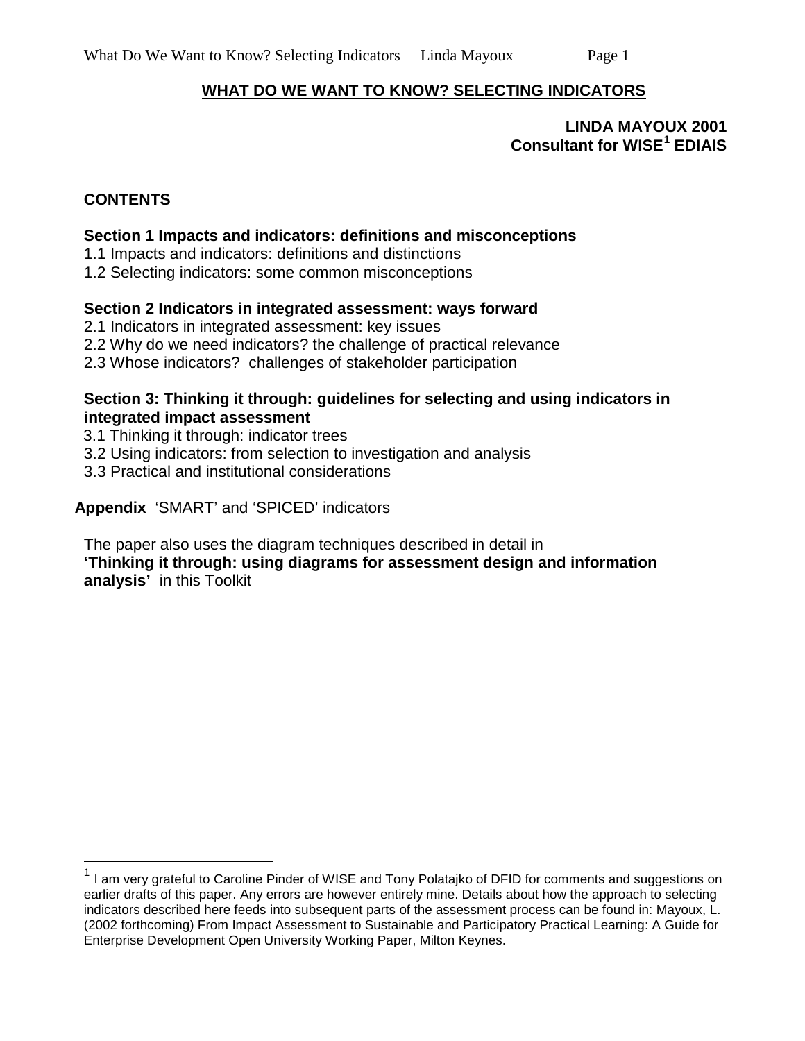# WHAT DO WE WANT TO KNOW? SELECTING INDICATORS

**LINDA MAYOUX 2001**
**Consultant for WISE[1] EDIAIS**

## CONTENTS

**Section 1 Impacts and indicators: definitions and misconceptions**

1.1 Impacts and indicators: definitions and distinctions
1.2 Selecting indicators: some common misconceptions

**Section 2 Indicators in integrated assessment: ways forward**

2.1 Indicators in integrated assessment: key issues
2.2 Why do we need indicators? the challenge of practical relevance
2.3 Whose indicators? challenges of stakeholder participation

**Section 3: Thinking it through: guidelines for selecting and using indicators in integrated impact assessment**

3.1 Thinking it through: indicator trees
3.2 Using indicators: from selection to investigation and analysis
3.3 Practical and institutional considerations

**Appendix** 'SMART' and 'SPICED' indicators

The paper also uses the diagram techniques described in detail in **'Thinking it through: using diagrams for assessment design and information analysis'** in this Toolkit

---

[1] I am very grateful to Caroline Pinder of WISE and Tony Polatajko of DFID for comments and suggestions on earlier drafts of this paper. Any errors are however entirely mine. Details about how the approach to selecting indicators described here feeds into subsequent parts of the assessment process can be found in: Mayoux, L. (2002 forthcoming) From Impact Assessment to Sustainable and Participatory Practical Learning: A Guide for Enterprise Development Open University Working Paper, Milton Keynes.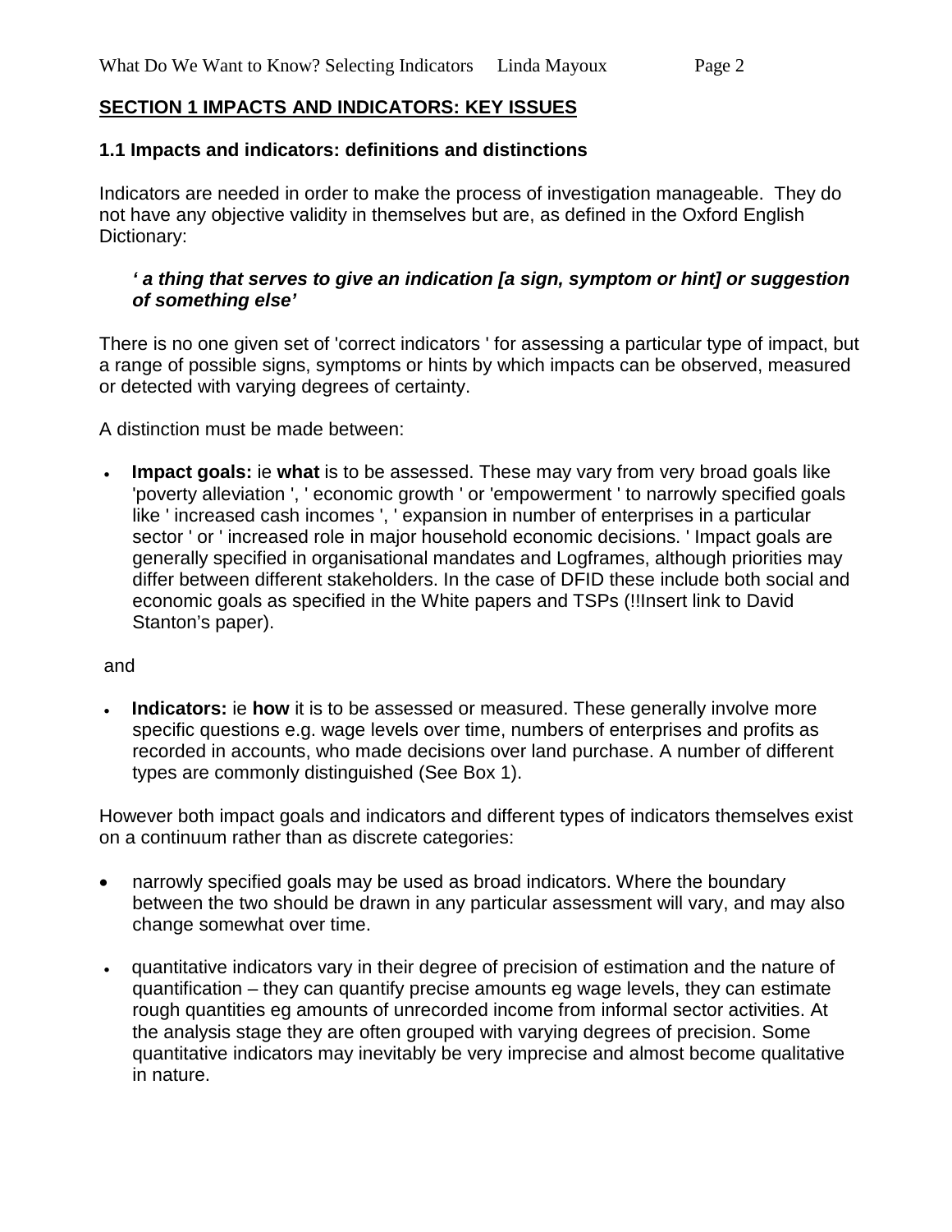## SECTION 1 IMPACTS AND INDICATORS: KEY ISSUES

### 1.1 Impacts and indicators: definitions and distinctions

Indicators are needed in order to make the process of investigation manageable. They do not have any objective validity in themselves but are, as defined in the Oxford English Dictionary:

> ***' a thing that serves to give an indication [a sign, symptom or hint] or suggestion of something else'***

There is no one given set of 'correct indicators ' for assessing a particular type of impact, but a range of possible signs, symptoms or hints by which impacts can be observed, measured or detected with varying degrees of certainty.

A distinction must be made between:

- **Impact goals:** ie **what** is to be assessed. These may vary from very broad goals like 'poverty alleviation ', ' economic growth ' or 'empowerment ' to narrowly specified goals like ' increased cash incomes ', ' expansion in number of enterprises in a particular sector ' or ' increased role in major household economic decisions. ' Impact goals are generally specified in organisational mandates and Logframes, although priorities may differ between different stakeholders. In the case of DFID these include both social and economic goals as specified in the White papers and TSPs (!!Insert link to David Stanton's paper).

and

- **Indicators:** ie **how** it is to be assessed or measured. These generally involve more specific questions e.g. wage levels over time, numbers of enterprises and profits as recorded in accounts, who made decisions over land purchase. A number of different types are commonly distinguished (See Box 1).

However both impact goals and indicators and different types of indicators themselves exist on a continuum rather than as discrete categories:

- narrowly specified goals may be used as broad indicators. Where the boundary between the two should be drawn in any particular assessment will vary, and may also change somewhat over time.
- quantitative indicators vary in their degree of precision of estimation and the nature of quantification – they can quantify precise amounts eg wage levels, they can estimate rough quantities eg amounts of unrecorded income from informal sector activities. At the analysis stage they are often grouped with varying degrees of precision. Some quantitative indicators may inevitably be very imprecise and almost become qualitative in nature.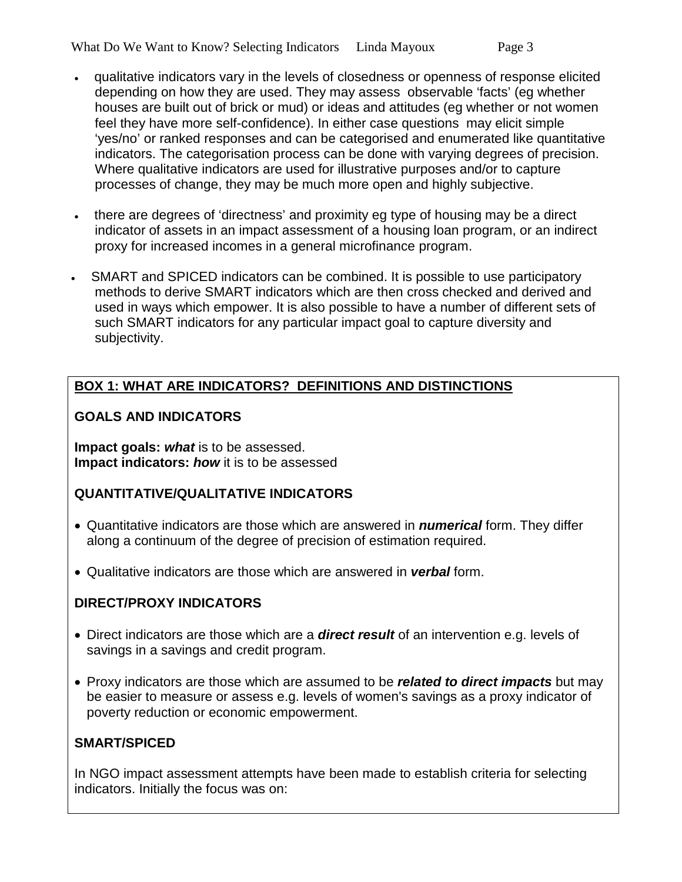- qualitative indicators vary in the levels of closedness or openness of response elicited depending on how they are used. They may assess observable 'facts' (eg whether houses are built out of brick or mud) or ideas and attitudes (eg whether or not women feel they have more self-confidence). In either case questions may elicit simple 'yes/no' or ranked responses and can be categorised and enumerated like quantitative indicators. The categorisation process can be done with varying degrees of precision. Where qualitative indicators are used for illustrative purposes and/or to capture processes of change, they may be much more open and highly subjective.

- there are degrees of 'directness' and proximity eg type of housing may be a direct indicator of assets in an impact assessment of a housing loan program, or an indirect proxy for increased incomes in a general microfinance program.

- SMART and SPICED indicators can be combined. It is possible to use participatory methods to derive SMART indicators which are then cross checked and derived and used in ways which empower. It is also possible to have a number of different sets of such SMART indicators for any particular impact goal to capture diversity and subjectivity.

**BOX 1: WHAT ARE INDICATORS? DEFINITIONS AND DISTINCTIONS**

**GOALS AND INDICATORS**

**Impact goals:** ***what*** is to be assessed.
**Impact indicators:** ***how*** it is to be assessed

**QUANTITATIVE/QUALITATIVE INDICATORS**

- Quantitative indicators are those which are answered in ***numerical*** form. They differ along a continuum of the degree of precision of estimation required.

- Qualitative indicators are those which are answered in ***verbal*** form.

**DIRECT/PROXY INDICATORS**

- Direct indicators are those which are a ***direct result*** of an intervention e.g. levels of savings in a savings and credit program.

- Proxy indicators are those which are assumed to be ***related to direct impacts*** but may be easier to measure or assess e.g. levels of women's savings as a proxy indicator of poverty reduction or economic empowerment.

**SMART/SPICED**

In NGO impact assessment attempts have been made to establish criteria for selecting indicators. Initially the focus was on: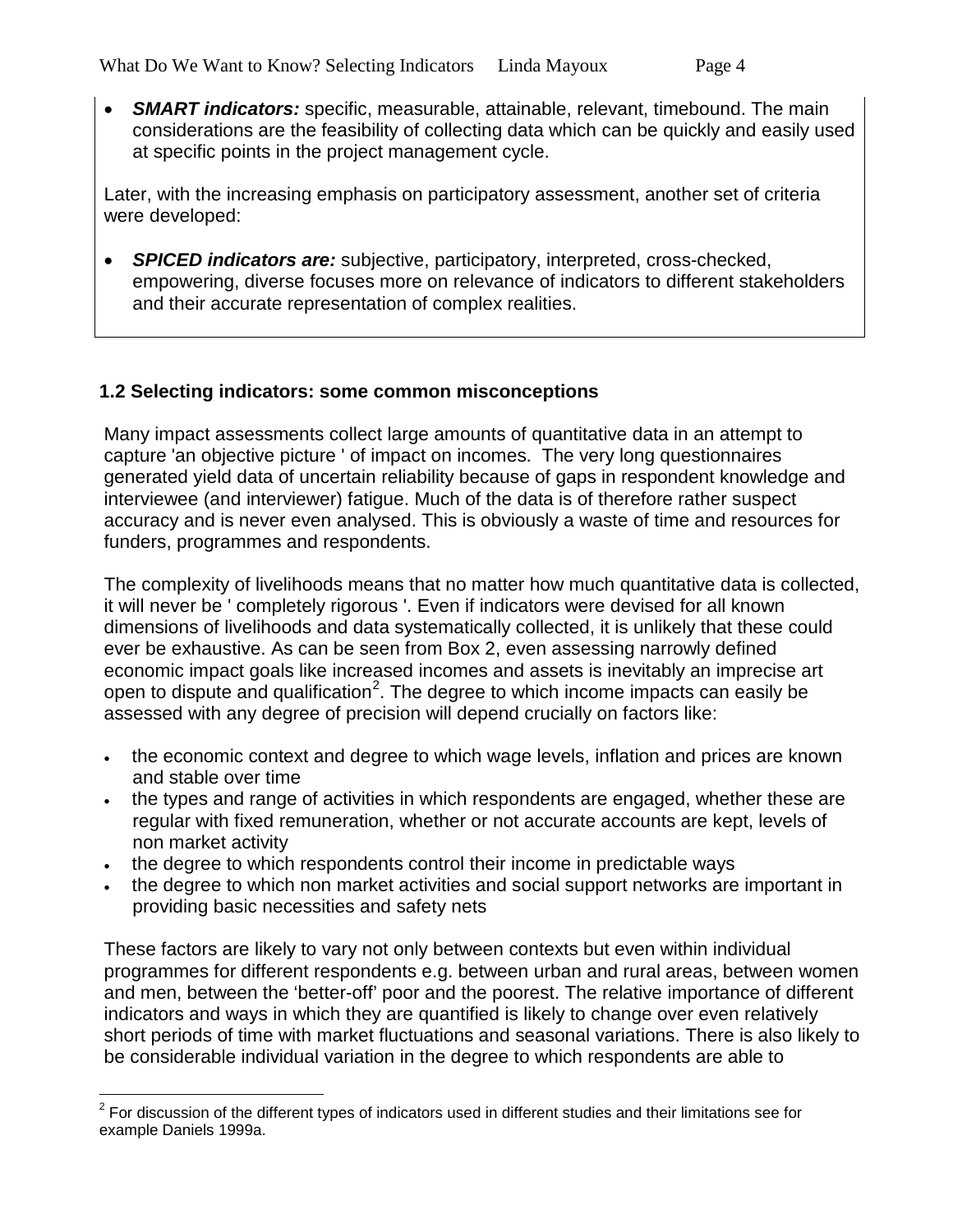- ***SMART indicators:*** specific, measurable, attainable, relevant, timebound. The main considerations are the feasibility of collecting data which can be quickly and easily used at specific points in the project management cycle.

Later, with the increasing emphasis on participatory assessment, another set of criteria were developed:

- ***SPICED indicators are:*** subjective, participatory, interpreted, cross-checked, empowering, diverse focuses more on relevance of indicators to different stakeholders and their accurate representation of complex realities.

### 1.2 Selecting indicators: some common misconceptions

Many impact assessments collect large amounts of quantitative data in an attempt to capture 'an objective picture ' of impact on incomes. The very long questionnaires generated yield data of uncertain reliability because of gaps in respondent knowledge and interviewee (and interviewer) fatigue. Much of the data is of therefore rather suspect accuracy and is never even analysed. This is obviously a waste of time and resources for funders, programmes and respondents.

The complexity of livelihoods means that no matter how much quantitative data is collected, it will never be ' completely rigorous '. Even if indicators were devised for all known dimensions of livelihoods and data systematically collected, it is unlikely that these could ever be exhaustive. As can be seen from Box 2, even assessing narrowly defined economic impact goals like increased incomes and assets is inevitably an imprecise art open to dispute and qualification[2]. The degree to which income impacts can easily be assessed with any degree of precision will depend crucially on factors like:

- the economic context and degree to which wage levels, inflation and prices are known and stable over time
- the types and range of activities in which respondents are engaged, whether these are regular with fixed remuneration, whether or not accurate accounts are kept, levels of non market activity
- the degree to which respondents control their income in predictable ways
- the degree to which non market activities and social support networks are important in providing basic necessities and safety nets

These factors are likely to vary not only between contexts but even within individual programmes for different respondents e.g. between urban and rural areas, between women and men, between the 'better-off' poor and the poorest. The relative importance of different indicators and ways in which they are quantified is likely to change over even relatively short periods of time with market fluctuations and seasonal variations. There is also likely to be considerable individual variation in the degree to which respondents are able to

[2] For discussion of the different types of indicators used in different studies and their limitations see for example Daniels 1999a.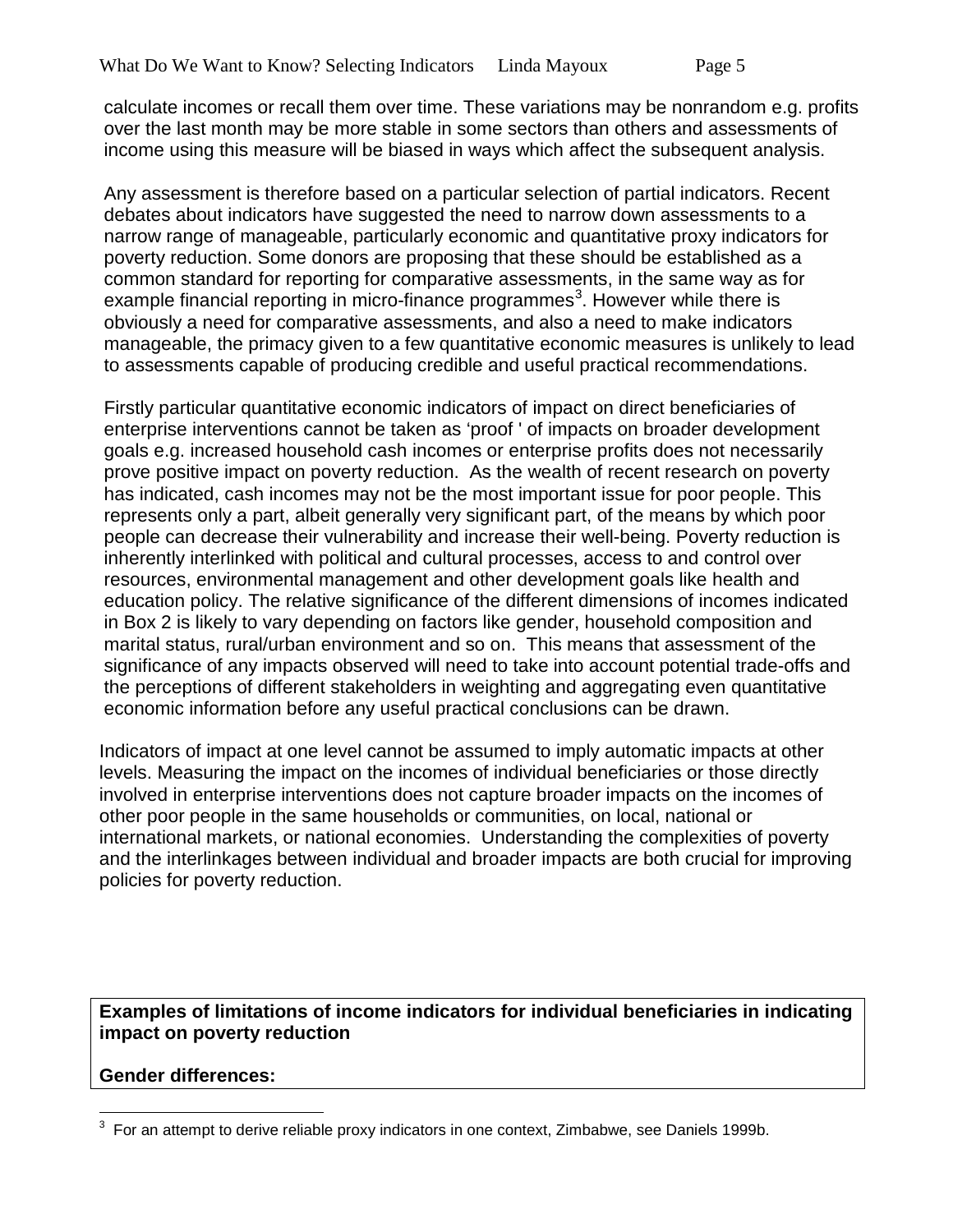calculate incomes or recall them over time. These variations may be nonrandom e.g. profits over the last month may be more stable in some sectors than others and assessments of income using this measure will be biased in ways which affect the subsequent analysis.

Any assessment is therefore based on a particular selection of partial indicators. Recent debates about indicators have suggested the need to narrow down assessments to a narrow range of manageable, particularly economic and quantitative proxy indicators for poverty reduction. Some donors are proposing that these should be established as a common standard for reporting for comparative assessments, in the same way as for example financial reporting in micro-finance programmes[3]. However while there is obviously a need for comparative assessments, and also a need to make indicators manageable, the primacy given to a few quantitative economic measures is unlikely to lead to assessments capable of producing credible and useful practical recommendations.

Firstly particular quantitative economic indicators of impact on direct beneficiaries of enterprise interventions cannot be taken as 'proof ' of impacts on broader development goals e.g. increased household cash incomes or enterprise profits does not necessarily prove positive impact on poverty reduction. As the wealth of recent research on poverty has indicated, cash incomes may not be the most important issue for poor people. This represents only a part, albeit generally very significant part, of the means by which poor people can decrease their vulnerability and increase their well-being. Poverty reduction is inherently interlinked with political and cultural processes, access to and control over resources, environmental management and other development goals like health and education policy. The relative significance of the different dimensions of incomes indicated in Box 2 is likely to vary depending on factors like gender, household composition and marital status, rural/urban environment and so on. This means that assessment of the significance of any impacts observed will need to take into account potential trade-offs and the perceptions of different stakeholders in weighting and aggregating even quantitative economic information before any useful practical conclusions can be drawn.

Indicators of impact at one level cannot be assumed to imply automatic impacts at other levels. Measuring the impact on the incomes of individual beneficiaries or those directly involved in enterprise interventions does not capture broader impacts on the incomes of other poor people in the same households or communities, on local, national or international markets, or national economies. Understanding the complexities of poverty and the interlinkages between individual and broader impacts are both crucial for improving policies for poverty reduction.

**Examples of limitations of income indicators for individual beneficiaries in indicating impact on poverty reduction**

**Gender differences:**

[3] For an attempt to derive reliable proxy indicators in one context, Zimbabwe, see Daniels 1999b.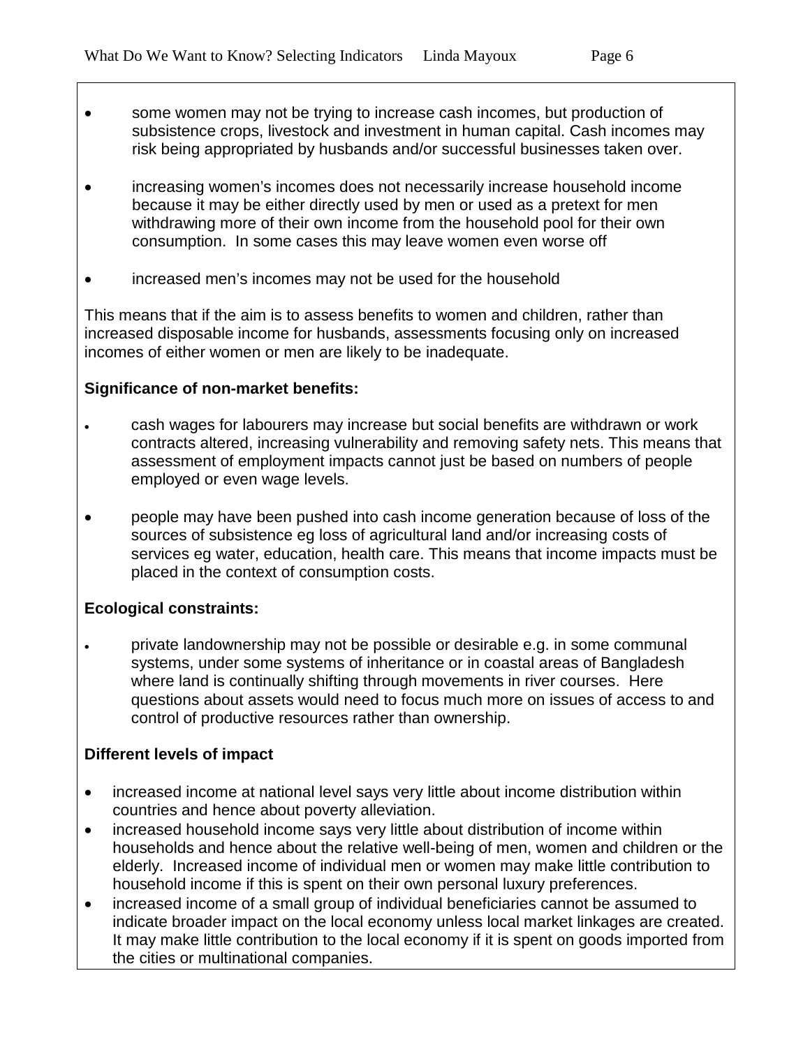- some women may not be trying to increase cash incomes, but production of subsistence crops, livestock and investment in human capital. Cash incomes may risk being appropriated by husbands and/or successful businesses taken over.

- increasing women's incomes does not necessarily increase household income because it may be either directly used by men or used as a pretext for men withdrawing more of their own income from the household pool for their own consumption. In some cases this may leave women even worse off

- increased men's incomes may not be used for the household

This means that if the aim is to assess benefits to women and children, rather than increased disposable income for husbands, assessments focusing only on increased incomes of either women or men are likely to be inadequate.

**Significance of non-market benefits:**

- cash wages for labourers may increase but social benefits are withdrawn or work contracts altered, increasing vulnerability and removing safety nets. This means that assessment of employment impacts cannot just be based on numbers of people employed or even wage levels.

- people may have been pushed into cash income generation because of loss of the sources of subsistence eg loss of agricultural land and/or increasing costs of services eg water, education, health care. This means that income impacts must be placed in the context of consumption costs.

**Ecological constraints:**

- private landownership may not be possible or desirable e.g. in some communal systems, under some systems of inheritance or in coastal areas of Bangladesh where land is continually shifting through movements in river courses. Here questions about assets would need to focus much more on issues of access to and control of productive resources rather than ownership.

**Different levels of impact**

- increased income at national level says very little about income distribution within countries and hence about poverty alleviation.
- increased household income says very little about distribution of income within households and hence about the relative well-being of men, women and children or the elderly. Increased income of individual men or women may make little contribution to household income if this is spent on their own personal luxury preferences.
- increased income of a small group of individual beneficiaries cannot be assumed to indicate broader impact on the local economy unless local market linkages are created. It may make little contribution to the local economy if it is spent on goods imported from the cities or multinational companies.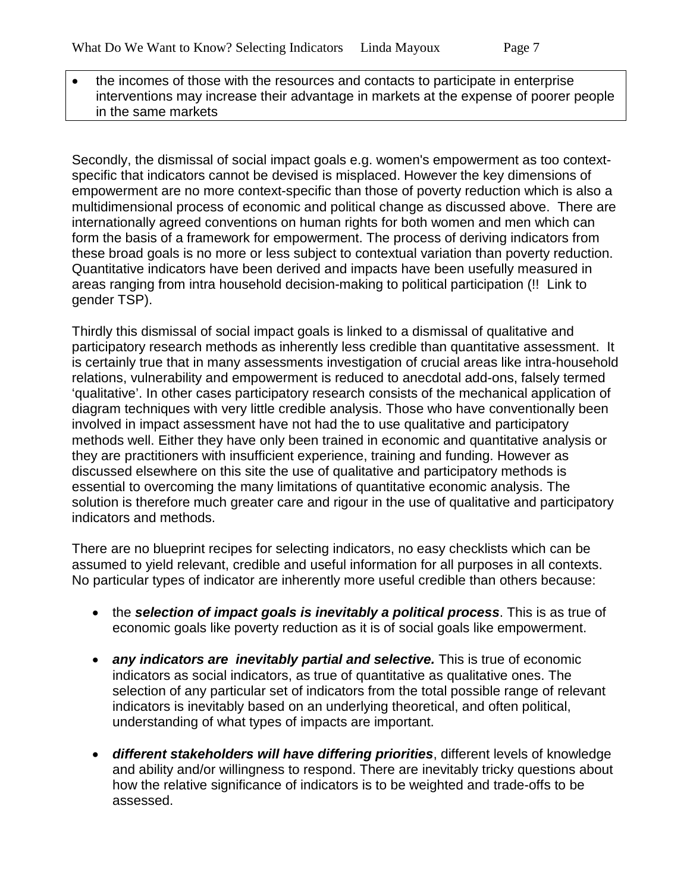- the incomes of those with the resources and contacts to participate in enterprise interventions may increase their advantage in markets at the expense of poorer people in the same markets

Secondly, the dismissal of social impact goals e.g. women's empowerment as too context-specific that indicators cannot be devised is misplaced. However the key dimensions of empowerment are no more context-specific than those of poverty reduction which is also a multidimensional process of economic and political change as discussed above. There are internationally agreed conventions on human rights for both women and men which can form the basis of a framework for empowerment. The process of deriving indicators from these broad goals is no more or less subject to contextual variation than poverty reduction. Quantitative indicators have been derived and impacts have been usefully measured in areas ranging from intra household decision-making to political participation (!! Link to gender TSP).

Thirdly this dismissal of social impact goals is linked to a dismissal of qualitative and participatory research methods as inherently less credible than quantitative assessment. It is certainly true that in many assessments investigation of crucial areas like intra-household relations, vulnerability and empowerment is reduced to anecdotal add-ons, falsely termed 'qualitative'. In other cases participatory research consists of the mechanical application of diagram techniques with very little credible analysis. Those who have conventionally been involved in impact assessment have not had the to use qualitative and participatory methods well. Either they have only been trained in economic and quantitative analysis or they are practitioners with insufficient experience, training and funding. However as discussed elsewhere on this site the use of qualitative and participatory methods is essential to overcoming the many limitations of quantitative economic analysis. The solution is therefore much greater care and rigour in the use of qualitative and participatory indicators and methods.

There are no blueprint recipes for selecting indicators, no easy checklists which can be assumed to yield relevant, credible and useful information for all purposes in all contexts. No particular types of indicator are inherently more useful credible than others because:

- the ***selection of impact goals is inevitably a political process***. This is as true of economic goals like poverty reduction as it is of social goals like empowerment.
- ***any indicators are inevitably partial and selective.*** This is true of economic indicators as social indicators, as true of quantitative as qualitative ones. The selection of any particular set of indicators from the total possible range of relevant indicators is inevitably based on an underlying theoretical, and often political, understanding of what types of impacts are important.
- ***different stakeholders will have differing priorities***, different levels of knowledge and ability and/or willingness to respond. There are inevitably tricky questions about how the relative significance of indicators is to be weighted and trade-offs to be assessed.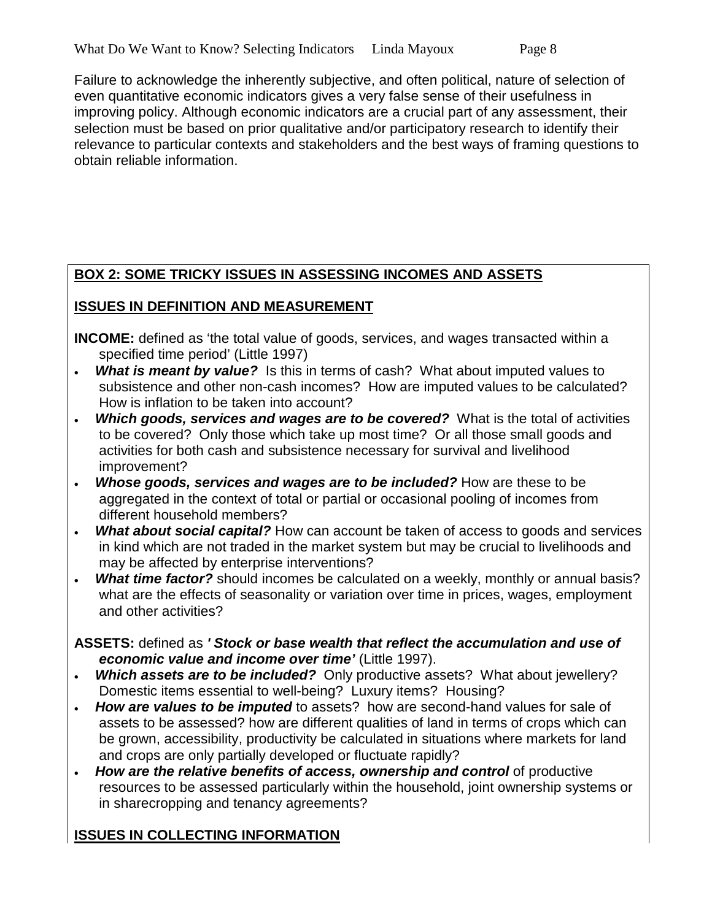Failure to acknowledge the inherently subjective, and often political, nature of selection of even quantitative economic indicators gives a very false sense of their usefulness in improving policy. Although economic indicators are a crucial part of any assessment, their selection must be based on prior qualitative and/or participatory research to identify their relevance to particular contexts and stakeholders and the best ways of framing questions to obtain reliable information.

**BOX 2: SOME TRICKY ISSUES IN ASSESSING INCOMES AND ASSETS**

**ISSUES IN DEFINITION AND MEASUREMENT**

**INCOME:** defined as 'the total value of goods, services, and wages transacted within a specified time period' (Little 1997)

- ***What is meant by value?*** Is this in terms of cash? What about imputed values to subsistence and other non-cash incomes? How are imputed values to be calculated? How is inflation to be taken into account?
- ***Which goods, services and wages are to be covered?*** What is the total of activities to be covered? Only those which take up most time? Or all those small goods and activities for both cash and subsistence necessary for survival and livelihood improvement?
- ***Whose goods, services and wages are to be included?*** How are these to be aggregated in the context of total or partial or occasional pooling of incomes from different household members?
- ***What about social capital?*** How can account be taken of access to goods and services in kind which are not traded in the market system but may be crucial to livelihoods and may be affected by enterprise interventions?
- ***What time factor?*** should incomes be calculated on a weekly, monthly or annual basis? what are the effects of seasonality or variation over time in prices, wages, employment and other activities?

**ASSETS:** defined as ***' Stock or base wealth that reflect the accumulation and use of economic value and income over time'*** (Little 1997).

- ***Which assets are to be included?*** Only productive assets? What about jewellery? Domestic items essential to well-being? Luxury items? Housing?
- ***How are values to be imputed*** to assets? how are second-hand values for sale of assets to be assessed? how are different qualities of land in terms of crops which can be grown, accessibility, productivity be calculated in situations where markets for land and crops are only partially developed or fluctuate rapidly?
- ***How are the relative benefits of access, ownership and control*** of productive resources to be assessed particularly within the household, joint ownership systems or in sharecropping and tenancy agreements?

**ISSUES IN COLLECTING INFORMATION**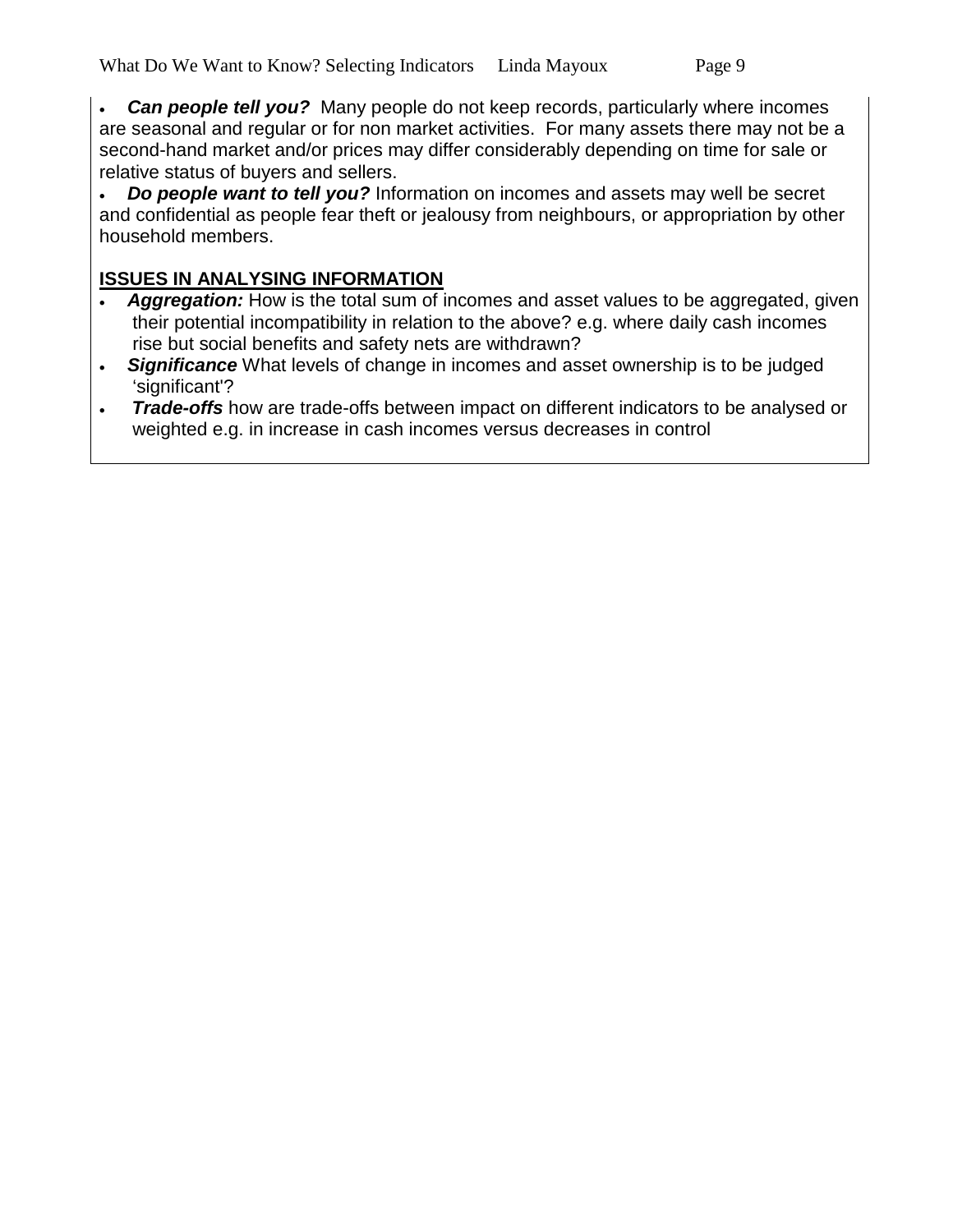- ***Can people tell you?*** Many people do not keep records, particularly where incomes are seasonal and regular or for non market activities. For many assets there may not be a second-hand market and/or prices may differ considerably depending on time for sale or relative status of buyers and sellers.
- ***Do people want to tell you?*** Information on incomes and assets may well be secret and confidential as people fear theft or jealousy from neighbours, or appropriation by other household members.

**ISSUES IN ANALYSING INFORMATION**

- ***Aggregation:*** How is the total sum of incomes and asset values to be aggregated, given their potential incompatibility in relation to the above? e.g. where daily cash incomes rise but social benefits and safety nets are withdrawn?
- ***Significance*** What levels of change in incomes and asset ownership is to be judged 'significant'?
- ***Trade-offs*** how are trade-offs between impact on different indicators to be analysed or weighted e.g. in increase in cash incomes versus decreases in control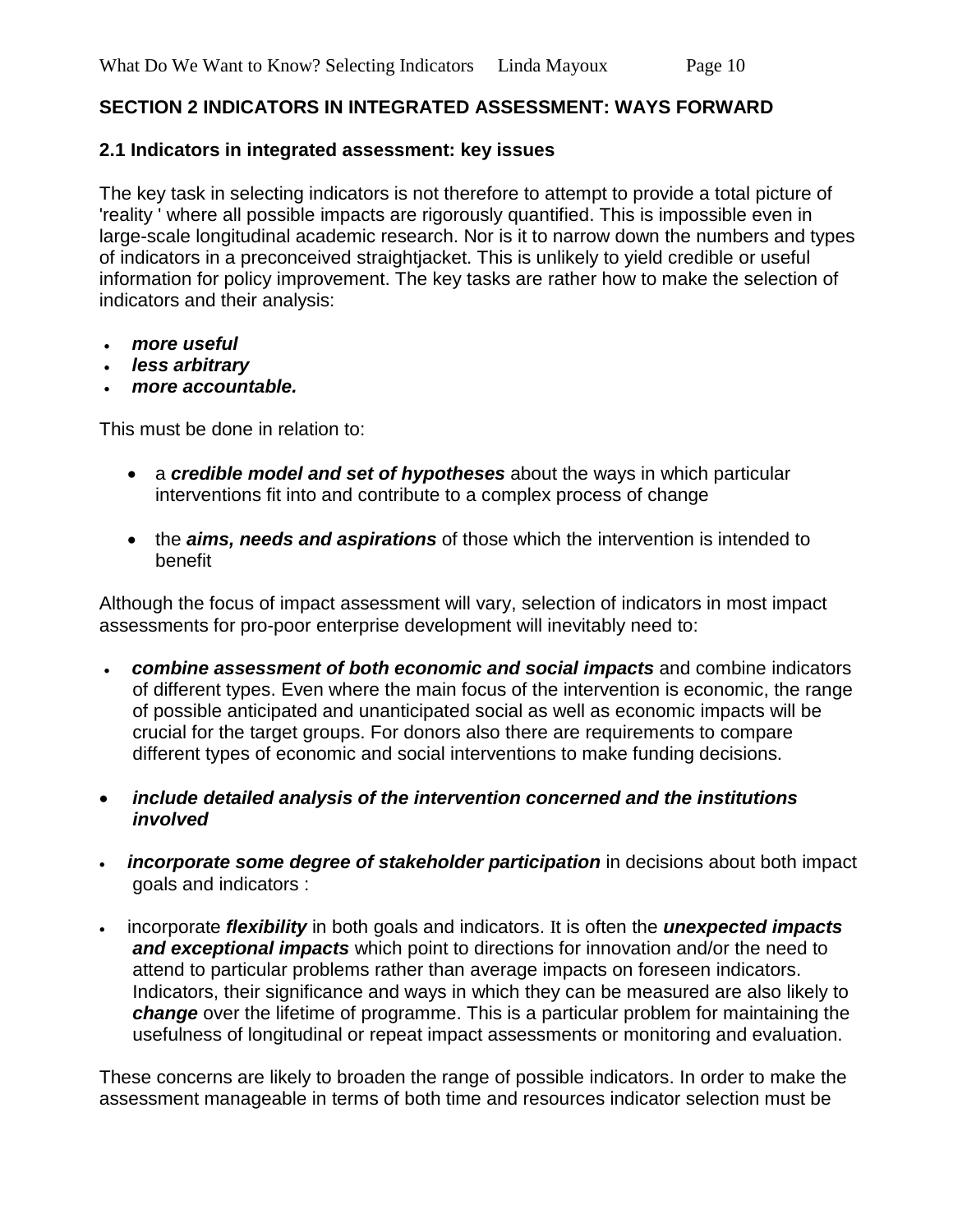## SECTION 2 INDICATORS IN INTEGRATED ASSESSMENT: WAYS FORWARD

### 2.1 Indicators in integrated assessment: key issues

The key task in selecting indicators is not therefore to attempt to provide a total picture of 'reality ' where all possible impacts are rigorously quantified. This is impossible even in large-scale longitudinal academic research. Nor is it to narrow down the numbers and types of indicators in a preconceived straightjacket. This is unlikely to yield credible or useful information for policy improvement. The key tasks are rather how to make the selection of indicators and their analysis:

- ***more useful***
- ***less arbitrary***
- ***more accountable.***

This must be done in relation to:

- a ***credible model and set of hypotheses*** about the ways in which particular interventions fit into and contribute to a complex process of change
- the ***aims, needs and aspirations*** of those which the intervention is intended to benefit

Although the focus of impact assessment will vary, selection of indicators in most impact assessments for pro-poor enterprise development will inevitably need to:

- ***combine assessment of both economic and social impacts*** and combine indicators of different types. Even where the main focus of the intervention is economic, the range of possible anticipated and unanticipated social as well as economic impacts will be crucial for the target groups. For donors also there are requirements to compare different types of economic and social interventions to make funding decisions.
- ***include detailed analysis of the intervention concerned and the institutions involved***
- ***incorporate some degree of stakeholder participation*** in decisions about both impact goals and indicators :
- incorporate ***flexibility*** in both goals and indicators. It is often the ***unexpected impacts and exceptional impacts*** which point to directions for innovation and/or the need to attend to particular problems rather than average impacts on foreseen indicators. Indicators, their significance and ways in which they can be measured are also likely to ***change*** over the lifetime of programme. This is a particular problem for maintaining the usefulness of longitudinal or repeat impact assessments or monitoring and evaluation.

These concerns are likely to broaden the range of possible indicators. In order to make the assessment manageable in terms of both time and resources indicator selection must be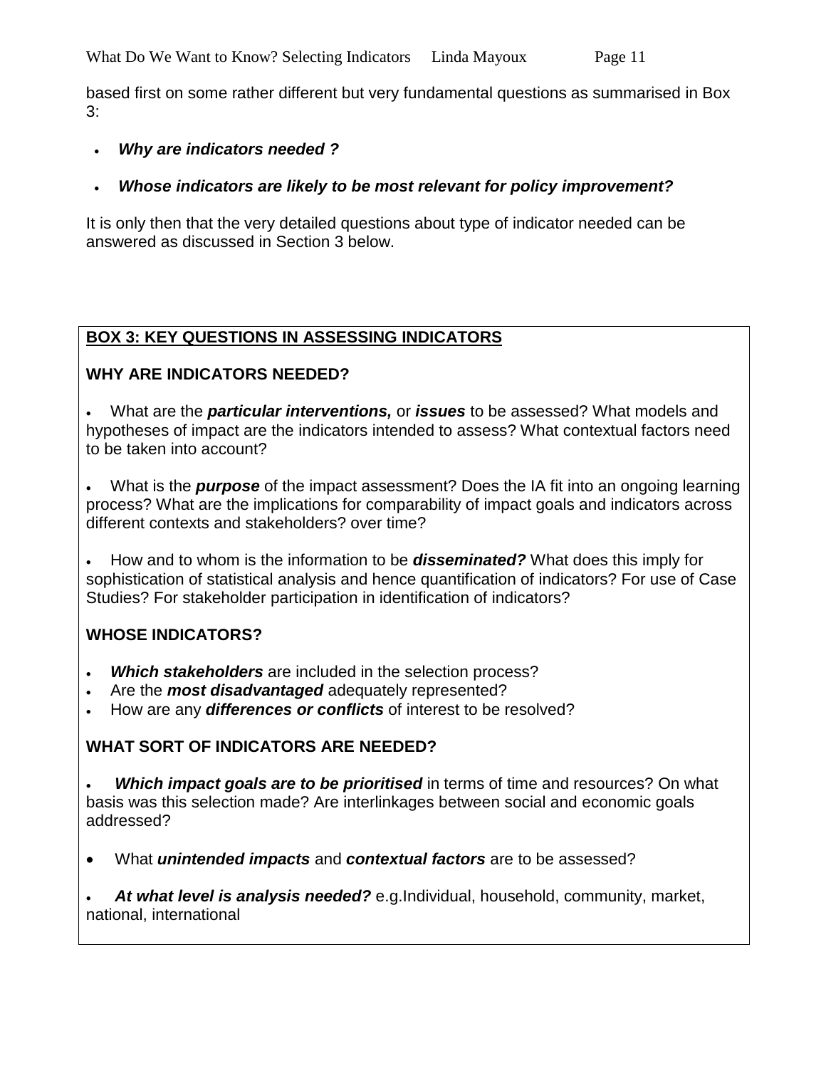based first on some rather different but very fundamental questions as summarised in Box 3:

- ***Why are indicators needed ?***
- ***Whose indicators are likely to be most relevant for policy improvement?***

It is only then that the very detailed questions about type of indicator needed can be answered as discussed in Section 3 below.

**BOX 3: KEY QUESTIONS IN ASSESSING INDICATORS**

**WHY ARE INDICATORS NEEDED?**

- What are the ***particular interventions,*** or ***issues*** to be assessed? What models and hypotheses of impact are the indicators intended to assess? What contextual factors need to be taken into account?
- What is the ***purpose*** of the impact assessment? Does the IA fit into an ongoing learning process? What are the implications for comparability of impact goals and indicators across different contexts and stakeholders? over time?
- How and to whom is the information to be ***disseminated?*** What does this imply for sophistication of statistical analysis and hence quantification of indicators? For use of Case Studies? For stakeholder participation in identification of indicators?

**WHOSE INDICATORS?**

- ***Which stakeholders*** are included in the selection process?
- Are the ***most disadvantaged*** adequately represented?
- How are any ***differences or conflicts*** of interest to be resolved?

**WHAT SORT OF INDICATORS ARE NEEDED?**

- ***Which impact goals are to be prioritised*** in terms of time and resources? On what basis was this selection made? Are interlinkages between social and economic goals addressed?
- What ***unintended impacts*** and ***contextual factors*** are to be assessed?
- ***At what level is analysis needed?*** e.g.Individual, household, community, market, national, international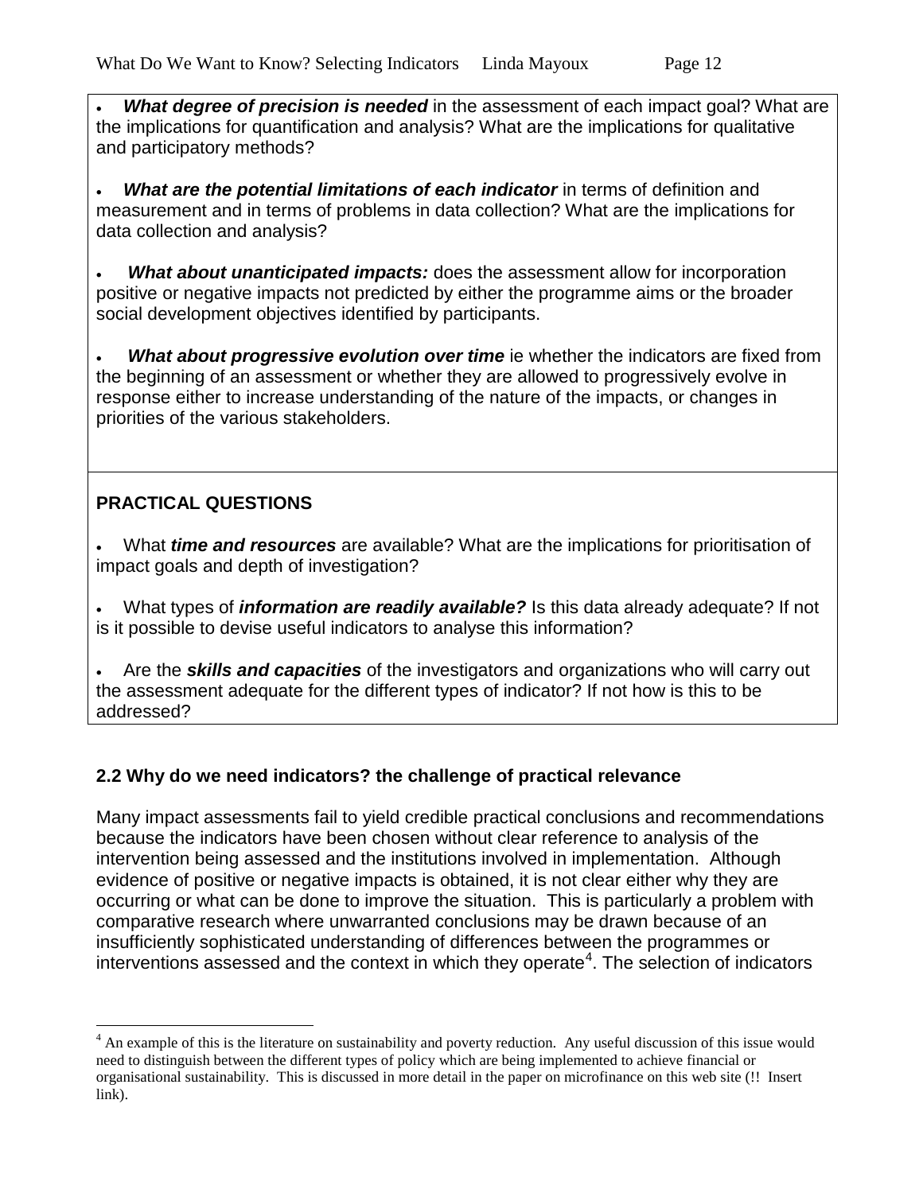- ***What degree of precision is needed*** in the assessment of each impact goal? What are the implications for quantification and analysis? What are the implications for qualitative and participatory methods?

- ***What are the potential limitations of each indicator*** in terms of definition and measurement and in terms of problems in data collection? What are the implications for data collection and analysis?

- ***What about unanticipated impacts:*** does the assessment allow for incorporation positive or negative impacts not predicted by either the programme aims or the broader social development objectives identified by participants.

- ***What about progressive evolution over time*** ie whether the indicators are fixed from the beginning of an assessment or whether they are allowed to progressively evolve in response either to increase understanding of the nature of the impacts, or changes in priorities of the various stakeholders.

**PRACTICAL QUESTIONS**

- What ***time and resources*** are available? What are the implications for prioritisation of impact goals and depth of investigation?

- What types of ***information are readily available?*** Is this data already adequate? If not is it possible to devise useful indicators to analyse this information?

- Are the ***skills and capacities*** of the investigators and organizations who will carry out the assessment adequate for the different types of indicator? If not how is this to be addressed?

### 2.2 Why do we need indicators? the challenge of practical relevance

Many impact assessments fail to yield credible practical conclusions and recommendations because the indicators have been chosen without clear reference to analysis of the intervention being assessed and the institutions involved in implementation. Although evidence of positive or negative impacts is obtained, it is not clear either why they are occurring or what can be done to improve the situation. This is particularly a problem with comparative research where unwarranted conclusions may be drawn because of an insufficiently sophisticated understanding of differences between the programmes or interventions assessed and the context in which they operate[4]. The selection of indicators

[4] An example of this is the literature on sustainability and poverty reduction. Any useful discussion of this issue would need to distinguish between the different types of policy which are being implemented to achieve financial or organisational sustainability. This is discussed in more detail in the paper on microfinance on this web site (!! Insert link).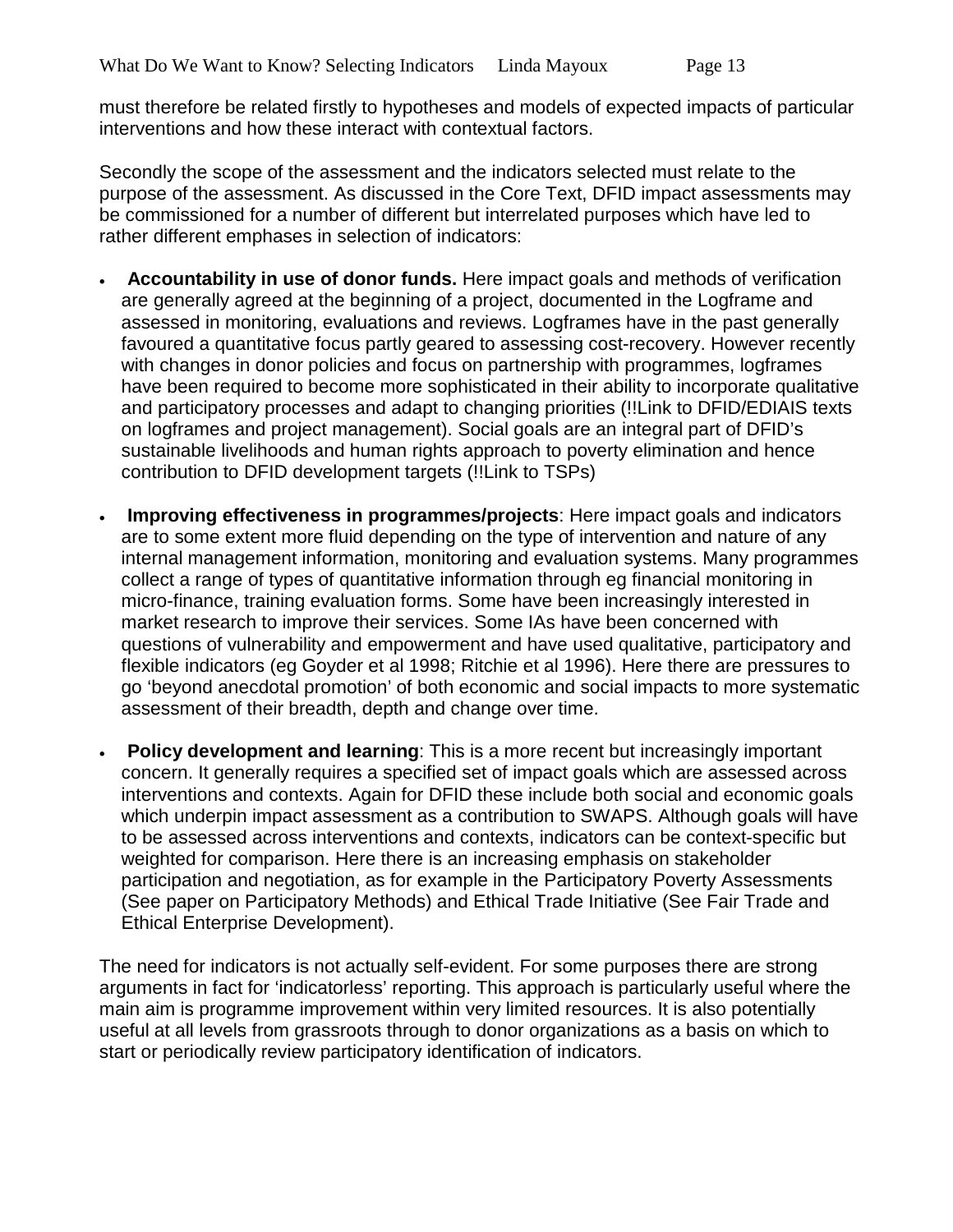must therefore be related firstly to hypotheses and models of expected impacts of particular interventions and how these interact with contextual factors.

Secondly the scope of the assessment and the indicators selected must relate to the purpose of the assessment. As discussed in the Core Text, DFID impact assessments may be commissioned for a number of different but interrelated purposes which have led to rather different emphases in selection of indicators:

- **Accountability in use of donor funds.** Here impact goals and methods of verification are generally agreed at the beginning of a project, documented in the Logframe and assessed in monitoring, evaluations and reviews. Logframes have in the past generally favoured a quantitative focus partly geared to assessing cost-recovery. However recently with changes in donor policies and focus on partnership with programmes, logframes have been required to become more sophisticated in their ability to incorporate qualitative and participatory processes and adapt to changing priorities (!!Link to DFID/EDIAIS texts on logframes and project management). Social goals are an integral part of DFID's sustainable livelihoods and human rights approach to poverty elimination and hence contribution to DFID development targets (!!Link to TSPs)

- **Improving effectiveness in programmes/projects**: Here impact goals and indicators are to some extent more fluid depending on the type of intervention and nature of any internal management information, monitoring and evaluation systems. Many programmes collect a range of types of quantitative information through eg financial monitoring in micro-finance, training evaluation forms. Some have been increasingly interested in market research to improve their services. Some IAs have been concerned with questions of vulnerability and empowerment and have used qualitative, participatory and flexible indicators (eg Goyder et al 1998; Ritchie et al 1996). Here there are pressures to go 'beyond anecdotal promotion' of both economic and social impacts to more systematic assessment of their breadth, depth and change over time.

- **Policy development and learning**: This is a more recent but increasingly important concern. It generally requires a specified set of impact goals which are assessed across interventions and contexts. Again for DFID these include both social and economic goals which underpin impact assessment as a contribution to SWAPS. Although goals will have to be assessed across interventions and contexts, indicators can be context-specific but weighted for comparison. Here there is an increasing emphasis on stakeholder participation and negotiation, as for example in the Participatory Poverty Assessments (See paper on Participatory Methods) and Ethical Trade Initiative (See Fair Trade and Ethical Enterprise Development).

The need for indicators is not actually self-evident. For some purposes there are strong arguments in fact for 'indicatorless' reporting. This approach is particularly useful where the main aim is programme improvement within very limited resources. It is also potentially useful at all levels from grassroots through to donor organizations as a basis on which to start or periodically review participatory identification of indicators.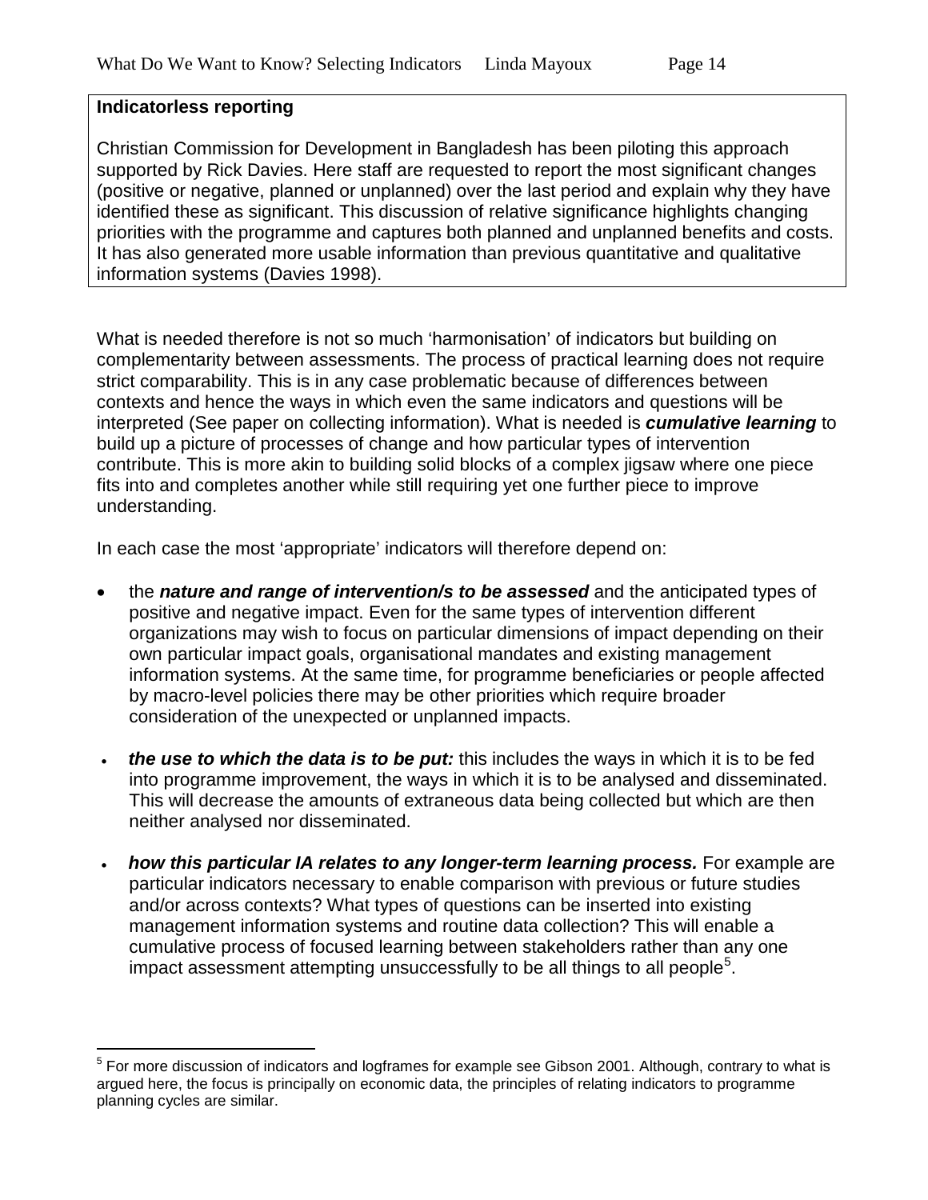**Indicatorless reporting**

Christian Commission for Development in Bangladesh has been piloting this approach supported by Rick Davies. Here staff are requested to report the most significant changes (positive or negative, planned or unplanned) over the last period and explain why they have identified these as significant. This discussion of relative significance highlights changing priorities with the programme and captures both planned and unplanned benefits and costs. It has also generated more usable information than previous quantitative and qualitative information systems (Davies 1998).

What is needed therefore is not so much 'harmonisation' of indicators but building on complementarity between assessments. The process of practical learning does not require strict comparability. This is in any case problematic because of differences between contexts and hence the ways in which even the same indicators and questions will be interpreted (See paper on collecting information). What is needed is ***cumulative learning*** to build up a picture of processes of change and how particular types of intervention contribute. This is more akin to building solid blocks of a complex jigsaw where one piece fits into and completes another while still requiring yet one further piece to improve understanding.

In each case the most 'appropriate' indicators will therefore depend on:

- the ***nature and range of intervention/s to be assessed*** and the anticipated types of positive and negative impact. Even for the same types of intervention different organizations may wish to focus on particular dimensions of impact depending on their own particular impact goals, organisational mandates and existing management information systems. At the same time, for programme beneficiaries or people affected by macro-level policies there may be other priorities which require broader consideration of the unexpected or unplanned impacts.

- ***the use to which the data is to be put:*** this includes the ways in which it is to be fed into programme improvement, the ways in which it is to be analysed and disseminated. This will decrease the amounts of extraneous data being collected but which are then neither analysed nor disseminated.

- ***how this particular IA relates to any longer-term learning process.*** For example are particular indicators necessary to enable comparison with previous or future studies and/or across contexts? What types of questions can be inserted into existing management information systems and routine data collection? This will enable a cumulative process of focused learning between stakeholders rather than any one impact assessment attempting unsuccessfully to be all things to all people[5].

[5] For more discussion of indicators and logframes for example see Gibson 2001. Although, contrary to what is argued here, the focus is principally on economic data, the principles of relating indicators to programme planning cycles are similar.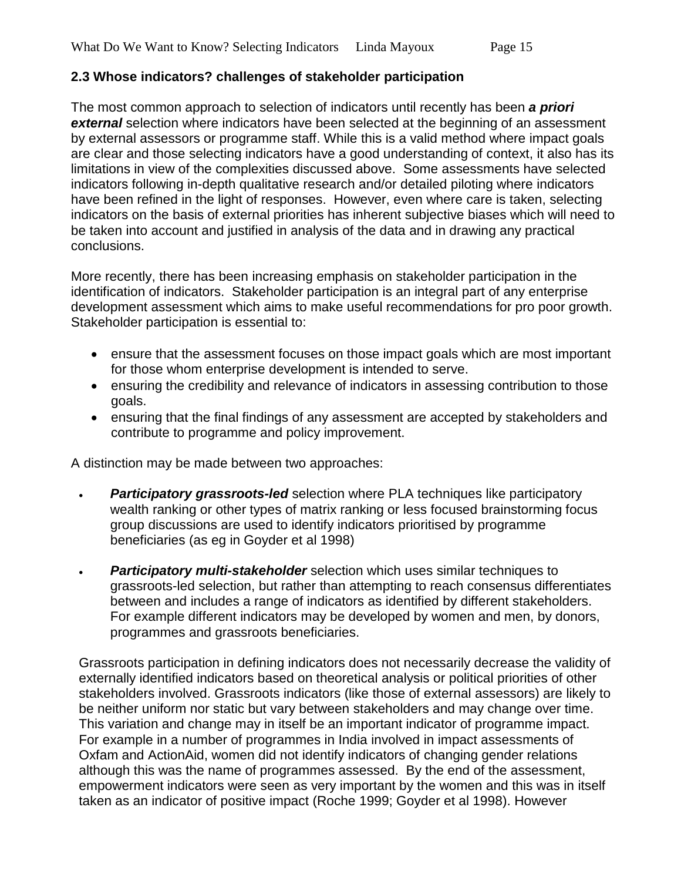## 2.3 Whose indicators? challenges of stakeholder participation

The most common approach to selection of indicators until recently has been ***a priori external*** selection where indicators have been selected at the beginning of an assessment by external assessors or programme staff. While this is a valid method where impact goals are clear and those selecting indicators have a good understanding of context, it also has its limitations in view of the complexities discussed above. Some assessments have selected indicators following in-depth qualitative research and/or detailed piloting where indicators have been refined in the light of responses. However, even where care is taken, selecting indicators on the basis of external priorities has inherent subjective biases which will need to be taken into account and justified in analysis of the data and in drawing any practical conclusions.

More recently, there has been increasing emphasis on stakeholder participation in the identification of indicators. Stakeholder participation is an integral part of any enterprise development assessment which aims to make useful recommendations for pro poor growth. Stakeholder participation is essential to:

- ensure that the assessment focuses on those impact goals which are most important for those whom enterprise development is intended to serve.
- ensuring the credibility and relevance of indicators in assessing contribution to those goals.
- ensuring that the final findings of any assessment are accepted by stakeholders and contribute to programme and policy improvement.

A distinction may be made between two approaches:

- ***Participatory grassroots-led*** selection where PLA techniques like participatory wealth ranking or other types of matrix ranking or less focused brainstorming focus group discussions are used to identify indicators prioritised by programme beneficiaries (as eg in Goyder et al 1998)
- ***Participatory multi-stakeholder*** selection which uses similar techniques to grassroots-led selection, but rather than attempting to reach consensus differentiates between and includes a range of indicators as identified by different stakeholders. For example different indicators may be developed by women and men, by donors, programmes and grassroots beneficiaries.

Grassroots participation in defining indicators does not necessarily decrease the validity of externally identified indicators based on theoretical analysis or political priorities of other stakeholders involved. Grassroots indicators (like those of external assessors) are likely to be neither uniform nor static but vary between stakeholders and may change over time. This variation and change may in itself be an important indicator of programme impact. For example in a number of programmes in India involved in impact assessments of Oxfam and ActionAid, women did not identify indicators of changing gender relations although this was the name of programmes assessed. By the end of the assessment, empowerment indicators were seen as very important by the women and this was in itself taken as an indicator of positive impact (Roche 1999; Goyder et al 1998). However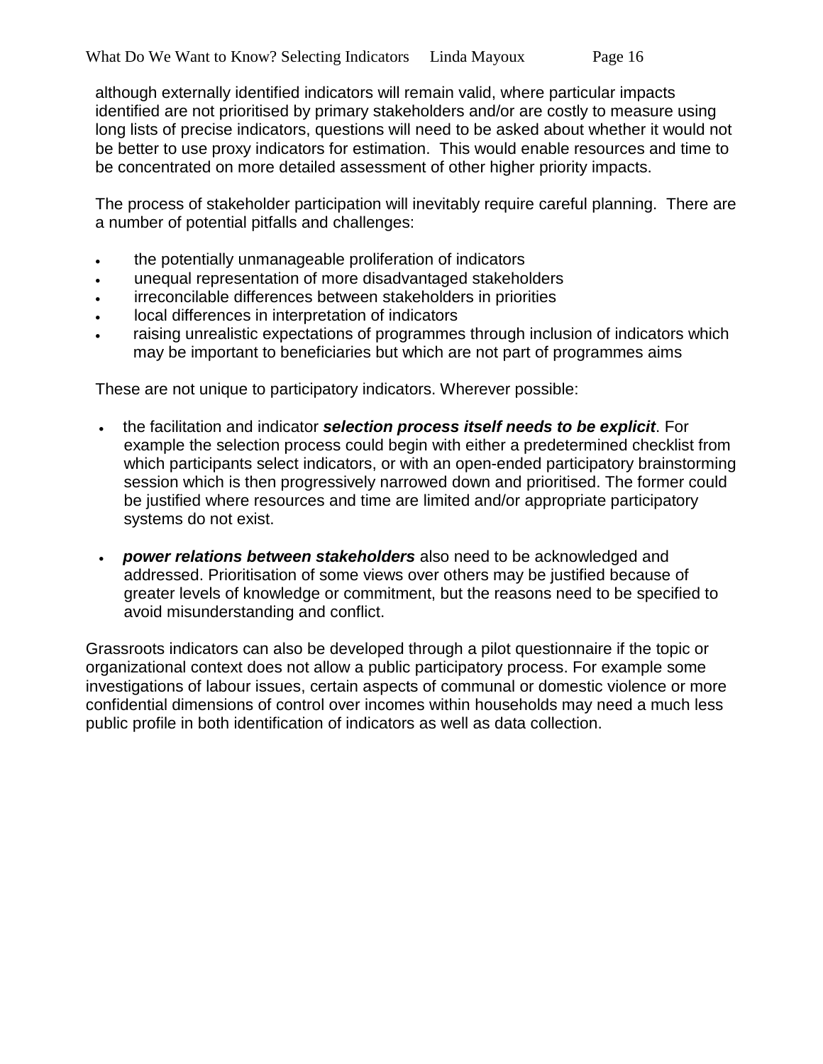although externally identified indicators will remain valid, where particular impacts identified are not prioritised by primary stakeholders and/or are costly to measure using long lists of precise indicators, questions will need to be asked about whether it would not be better to use proxy indicators for estimation. This would enable resources and time to be concentrated on more detailed assessment of other higher priority impacts.

The process of stakeholder participation will inevitably require careful planning. There are a number of potential pitfalls and challenges:

- the potentially unmanageable proliferation of indicators
- unequal representation of more disadvantaged stakeholders
- irreconcilable differences between stakeholders in priorities
- local differences in interpretation of indicators
- raising unrealistic expectations of programmes through inclusion of indicators which may be important to beneficiaries but which are not part of programmes aims

These are not unique to participatory indicators. Wherever possible:

- the facilitation and indicator ***selection process itself needs to be explicit***. For example the selection process could begin with either a predetermined checklist from which participants select indicators, or with an open-ended participatory brainstorming session which is then progressively narrowed down and prioritised. The former could be justified where resources and time are limited and/or appropriate participatory systems do not exist.

- ***power relations between stakeholders*** also need to be acknowledged and addressed. Prioritisation of some views over others may be justified because of greater levels of knowledge or commitment, but the reasons need to be specified to avoid misunderstanding and conflict.

Grassroots indicators can also be developed through a pilot questionnaire if the topic or organizational context does not allow a public participatory process. For example some investigations of labour issues, certain aspects of communal or domestic violence or more confidential dimensions of control over incomes within households may need a much less public profile in both identification of indicators as well as data collection.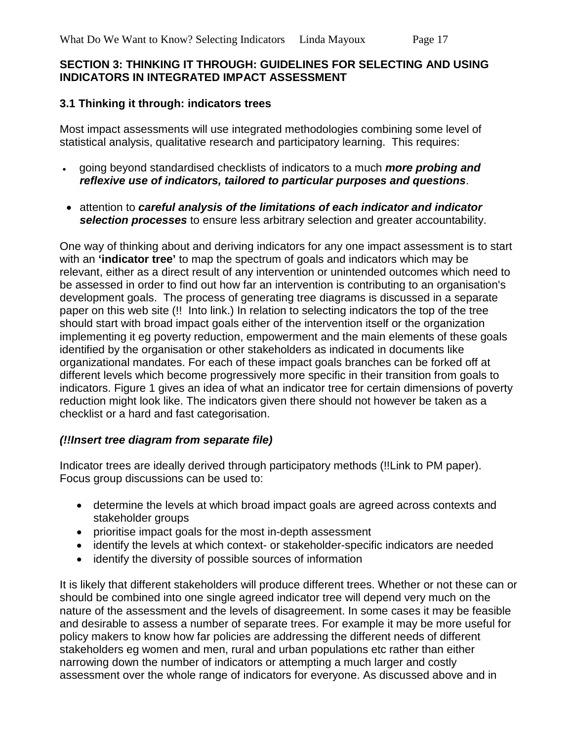## SECTION 3: THINKING IT THROUGH: GUIDELINES FOR SELECTING AND USING INDICATORS IN INTEGRATED IMPACT ASSESSMENT

### 3.1 Thinking it through: indicators trees

Most impact assessments will use integrated methodologies combining some level of statistical analysis, qualitative research and participatory learning. This requires:

- going beyond standardised checklists of indicators to a much ***more probing and reflexive use of indicators, tailored to particular purposes and questions***.
- attention to ***careful analysis of the limitations of each indicator and indicator selection processes*** to ensure less arbitrary selection and greater accountability.

One way of thinking about and deriving indicators for any one impact assessment is to start with an **'indicator tree'** to map the spectrum of goals and indicators which may be relevant, either as a direct result of any intervention or unintended outcomes which need to be assessed in order to find out how far an intervention is contributing to an organisation's development goals. The process of generating tree diagrams is discussed in a separate paper on this web site (!! Into link.) In relation to selecting indicators the top of the tree should start with broad impact goals either of the intervention itself or the organization implementing it eg poverty reduction, empowerment and the main elements of these goals identified by the organisation or other stakeholders as indicated in documents like organizational mandates. For each of these impact goals branches can be forked off at different levels which become progressively more specific in their transition from goals to indicators. Figure 1 gives an idea of what an indicator tree for certain dimensions of poverty reduction might look like. The indicators given there should not however be taken as a checklist or a hard and fast categorisation.

***(!!Insert tree diagram from separate file)***

Indicator trees are ideally derived through participatory methods (!!Link to PM paper). Focus group discussions can be used to:

- determine the levels at which broad impact goals are agreed across contexts and stakeholder groups
- prioritise impact goals for the most in-depth assessment
- identify the levels at which context- or stakeholder-specific indicators are needed
- identify the diversity of possible sources of information

It is likely that different stakeholders will produce different trees. Whether or not these can or should be combined into one single agreed indicator tree will depend very much on the nature of the assessment and the levels of disagreement. In some cases it may be feasible and desirable to assess a number of separate trees. For example it may be more useful for policy makers to know how far policies are addressing the different needs of different stakeholders eg women and men, rural and urban populations etc rather than either narrowing down the number of indicators or attempting a much larger and costly assessment over the whole range of indicators for everyone. As discussed above and in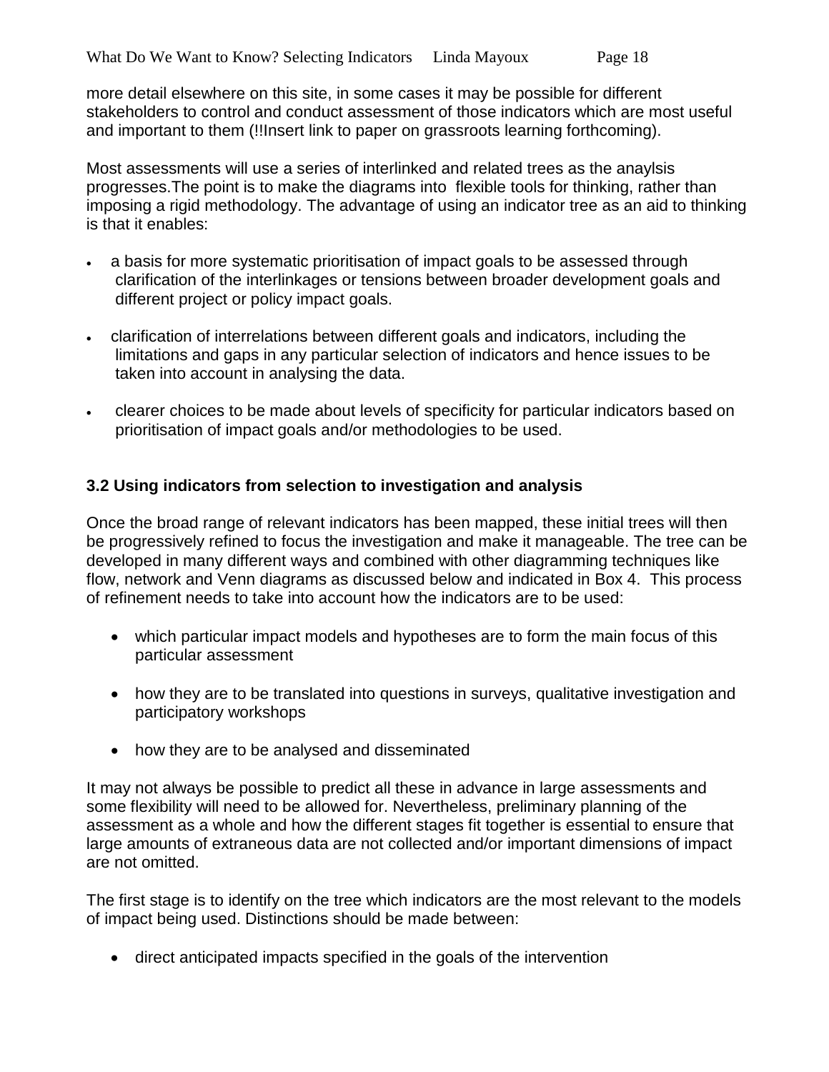more detail elsewhere on this site, in some cases it may be possible for different stakeholders to control and conduct assessment of those indicators which are most useful and important to them (!!Insert link to paper on grassroots learning forthcoming).

Most assessments will use a series of interlinked and related trees as the anaylsis progresses.The point is to make the diagrams into flexible tools for thinking, rather than imposing a rigid methodology. The advantage of using an indicator tree as an aid to thinking is that it enables:

- a basis for more systematic prioritisation of impact goals to be assessed through clarification of the interlinkages or tensions between broader development goals and different project or policy impact goals.
- clarification of interrelations between different goals and indicators, including the limitations and gaps in any particular selection of indicators and hence issues to be taken into account in analysing the data.
- clearer choices to be made about levels of specificity for particular indicators based on prioritisation of impact goals and/or methodologies to be used.

### 3.2 Using indicators from selection to investigation and analysis

Once the broad range of relevant indicators has been mapped, these initial trees will then be progressively refined to focus the investigation and make it manageable. The tree can be developed in many different ways and combined with other diagramming techniques like flow, network and Venn diagrams as discussed below and indicated in Box 4. This process of refinement needs to take into account how the indicators are to be used:

- which particular impact models and hypotheses are to form the main focus of this particular assessment
- how they are to be translated into questions in surveys, qualitative investigation and participatory workshops
- how they are to be analysed and disseminated

It may not always be possible to predict all these in advance in large assessments and some flexibility will need to be allowed for. Nevertheless, preliminary planning of the assessment as a whole and how the different stages fit together is essential to ensure that large amounts of extraneous data are not collected and/or important dimensions of impact are not omitted.

The first stage is to identify on the tree which indicators are the most relevant to the models of impact being used. Distinctions should be made between:

- direct anticipated impacts specified in the goals of the intervention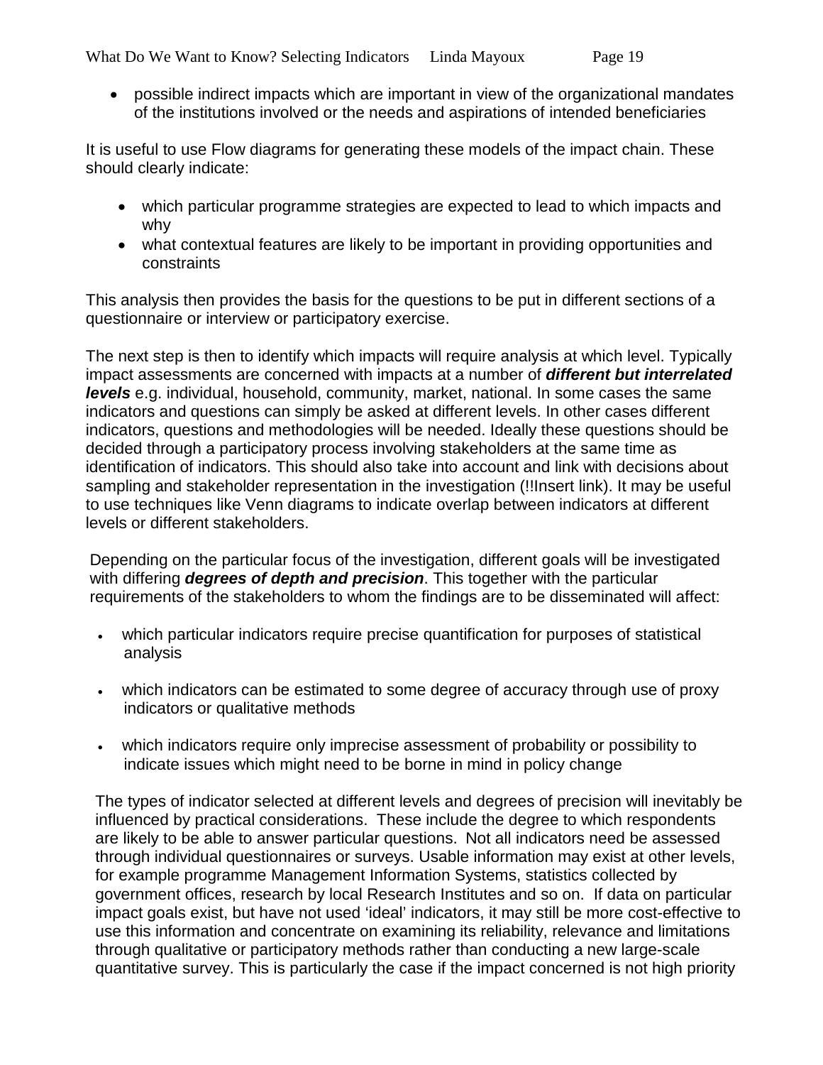- possible indirect impacts which are important in view of the organizational mandates of the institutions involved or the needs and aspirations of intended beneficiaries

It is useful to use Flow diagrams for generating these models of the impact chain. These should clearly indicate:

- which particular programme strategies are expected to lead to which impacts and why
- what contextual features are likely to be important in providing opportunities and constraints

This analysis then provides the basis for the questions to be put in different sections of a questionnaire or interview or participatory exercise.

The next step is then to identify which impacts will require analysis at which level. Typically impact assessments are concerned with impacts at a number of ***different but interrelated levels*** e.g. individual, household, community, market, national. In some cases the same indicators and questions can simply be asked at different levels. In other cases different indicators, questions and methodologies will be needed. Ideally these questions should be decided through a participatory process involving stakeholders at the same time as identification of indicators. This should also take into account and link with decisions about sampling and stakeholder representation in the investigation (!!Insert link). It may be useful to use techniques like Venn diagrams to indicate overlap between indicators at different levels or different stakeholders.

Depending on the particular focus of the investigation, different goals will be investigated with differing ***degrees of depth and precision***. This together with the particular requirements of the stakeholders to whom the findings are to be disseminated will affect:

- which particular indicators require precise quantification for purposes of statistical analysis
- which indicators can be estimated to some degree of accuracy through use of proxy indicators or qualitative methods
- which indicators require only imprecise assessment of probability or possibility to indicate issues which might need to be borne in mind in policy change

The types of indicator selected at different levels and degrees of precision will inevitably be influenced by practical considerations. These include the degree to which respondents are likely to be able to answer particular questions. Not all indicators need be assessed through individual questionnaires or surveys. Usable information may exist at other levels, for example programme Management Information Systems, statistics collected by government offices, research by local Research Institutes and so on. If data on particular impact goals exist, but have not used 'ideal' indicators, it may still be more cost-effective to use this information and concentrate on examining its reliability, relevance and limitations through qualitative or participatory methods rather than conducting a new large-scale quantitative survey. This is particularly the case if the impact concerned is not high priority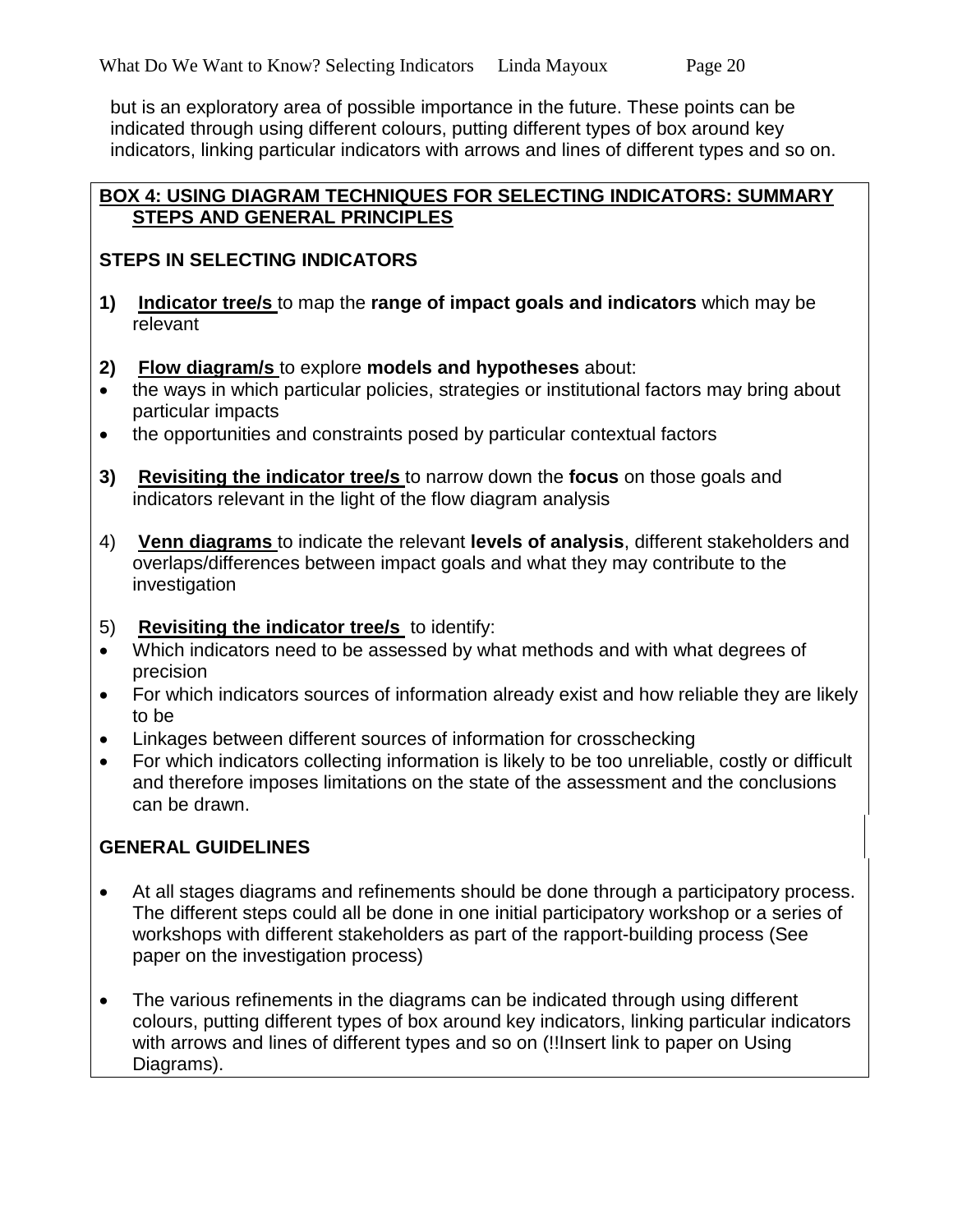but is an exploratory area of possible importance in the future. These points can be indicated through using different colours, putting different types of box around key indicators, linking particular indicators with arrows and lines of different types and so on.

**BOX 4: USING DIAGRAM TECHNIQUES FOR SELECTING INDICATORS: SUMMARY STEPS AND GENERAL PRINCIPLES**

**STEPS IN SELECTING INDICATORS**

**1)** **Indicator tree/s** to map the **range of impact goals and indicators** which may be relevant

**2)** **Flow diagram/s** to explore **models and hypotheses** about:

- the ways in which particular policies, strategies or institutional factors may bring about particular impacts
- the opportunities and constraints posed by particular contextual factors

**3)** **Revisiting the indicator tree/s** to narrow down the **focus** on those goals and indicators relevant in the light of the flow diagram analysis

4) **Venn diagrams** to indicate the relevant **levels of analysis**, different stakeholders and overlaps/differences between impact goals and what they may contribute to the investigation

5) **Revisiting the indicator tree/s** to identify:

- Which indicators need to be assessed by what methods and with what degrees of precision
- For which indicators sources of information already exist and how reliable they are likely to be
- Linkages between different sources of information for crosschecking
- For which indicators collecting information is likely to be too unreliable, costly or difficult and therefore imposes limitations on the state of the assessment and the conclusions can be drawn.

**GENERAL GUIDELINES**

- At all stages diagrams and refinements should be done through a participatory process. The different steps could all be done in one initial participatory workshop or a series of workshops with different stakeholders as part of the rapport-building process (See paper on the investigation process)
- The various refinements in the diagrams can be indicated through using different colours, putting different types of box around key indicators, linking particular indicators with arrows and lines of different types and so on (!!Insert link to paper on Using Diagrams).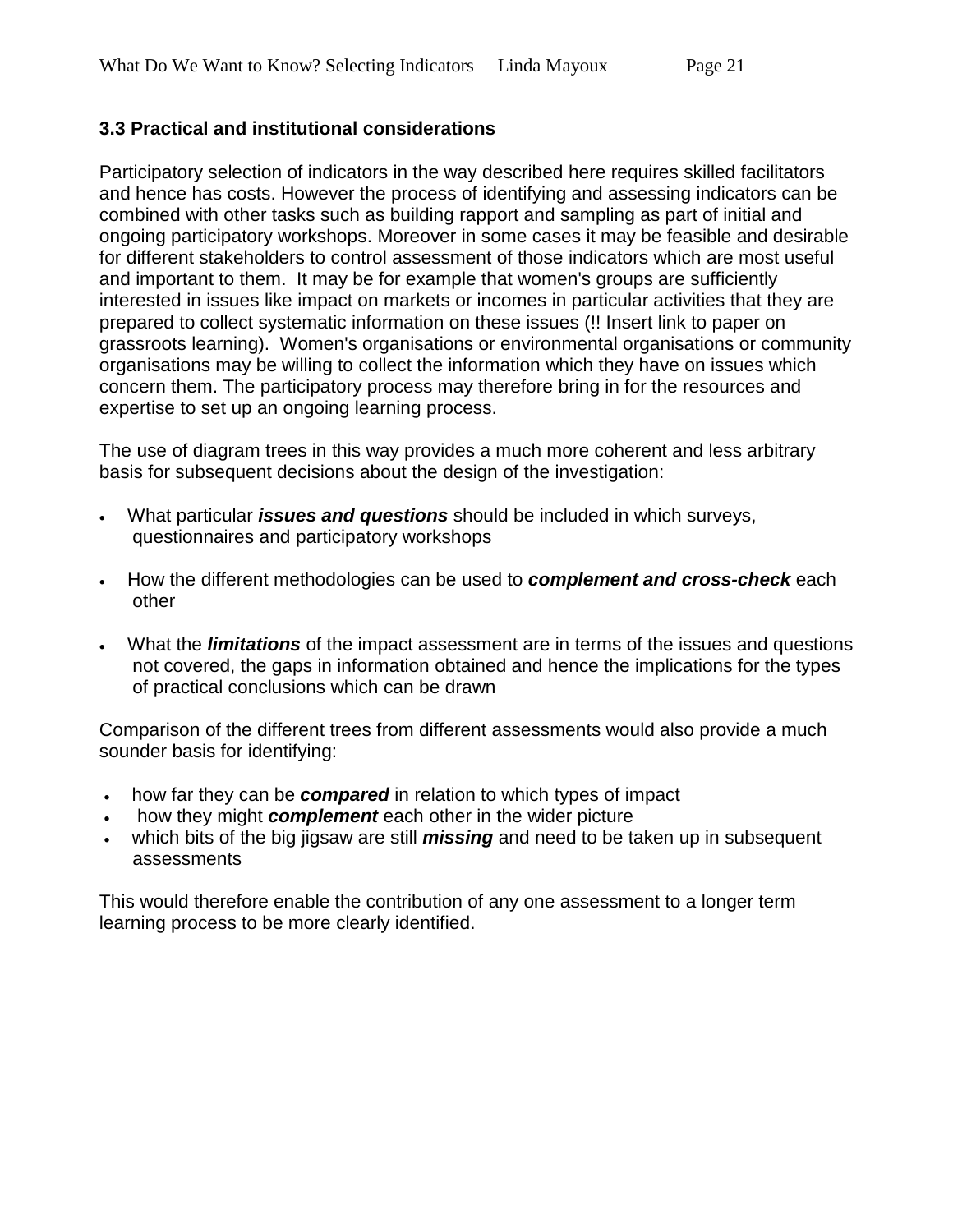### 3.3 Practical and institutional considerations

Participatory selection of indicators in the way described here requires skilled facilitators and hence has costs. However the process of identifying and assessing indicators can be combined with other tasks such as building rapport and sampling as part of initial and ongoing participatory workshops. Moreover in some cases it may be feasible and desirable for different stakeholders to control assessment of those indicators which are most useful and important to them. It may be for example that women's groups are sufficiently interested in issues like impact on markets or incomes in particular activities that they are prepared to collect systematic information on these issues (!! Insert link to paper on grassroots learning). Women's organisations or environmental organisations or community organisations may be willing to collect the information which they have on issues which concern them. The participatory process may therefore bring in for the resources and expertise to set up an ongoing learning process.

The use of diagram trees in this way provides a much more coherent and less arbitrary basis for subsequent decisions about the design of the investigation:

- What particular ***issues and questions*** should be included in which surveys, questionnaires and participatory workshops
- How the different methodologies can be used to ***complement and cross-check*** each other
- What the ***limitations*** of the impact assessment are in terms of the issues and questions not covered, the gaps in information obtained and hence the implications for the types of practical conclusions which can be drawn

Comparison of the different trees from different assessments would also provide a much sounder basis for identifying:

- how far they can be ***compared*** in relation to which types of impact
- how they might ***complement*** each other in the wider picture
- which bits of the big jigsaw are still ***missing*** and need to be taken up in subsequent assessments

This would therefore enable the contribution of any one assessment to a longer term learning process to be more clearly identified.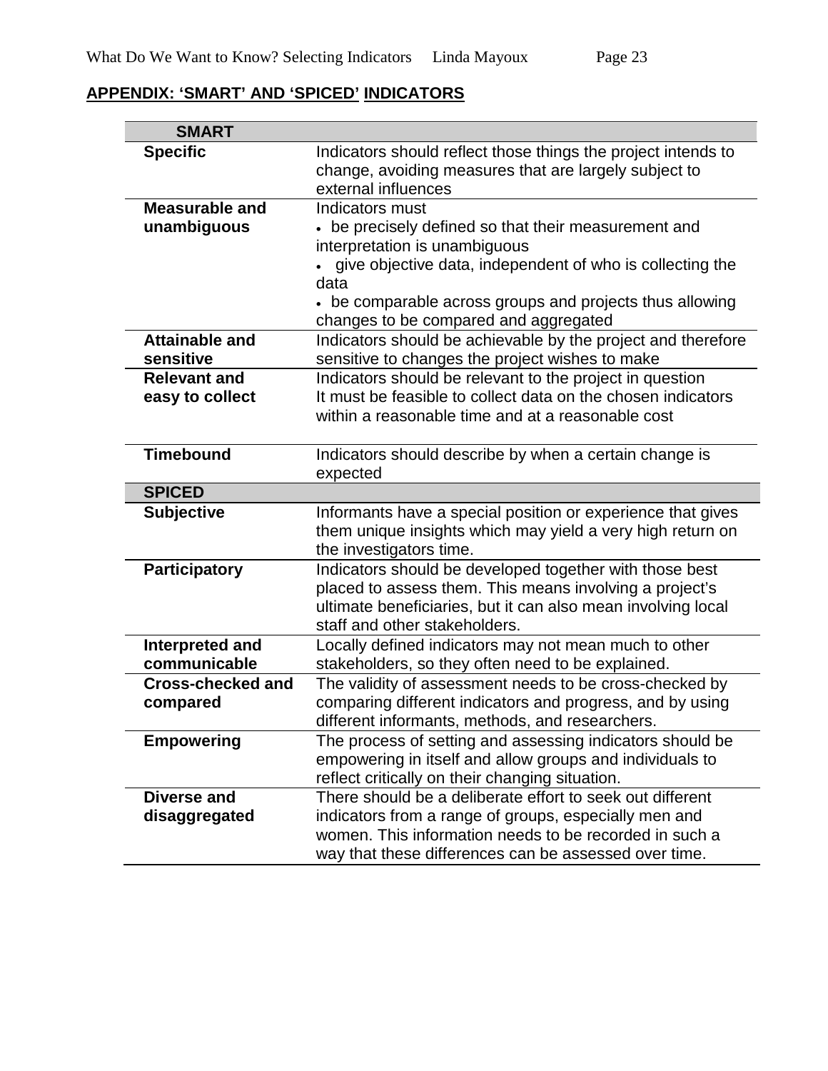## APPENDIX: 'SMART' AND 'SPICED' INDICATORS

| **SMART** | |
|---|---|
| **Specific** | Indicators should reflect those things the project intends to change, avoiding measures that are largely subject to external influences |
| **Measurable and unambiguous** | Indicators must<br>• be precisely defined so that their measurement and interpretation is unambiguous<br>• give objective data, independent of who is collecting the data<br>• be comparable across groups and projects thus allowing changes to be compared and aggregated |
| **Attainable and sensitive** | Indicators should be achievable by the project and therefore sensitive to changes the project wishes to make |
| **Relevant and easy to collect** | Indicators should be relevant to the project in question<br>It must be feasible to collect data on the chosen indicators within a reasonable time and at a reasonable cost |
| **Timebound** | Indicators should describe by when a certain change is expected |
| **SPICED** | |
| **Subjective** | Informants have a special position or experience that gives them unique insights which may yield a very high return on the investigators time. |
| **Participatory** | Indicators should be developed together with those best placed to assess them. This means involving a project's ultimate beneficiaries, but it can also mean involving local staff and other stakeholders. |
| **Interpreted and communicable** | Locally defined indicators may not mean much to other stakeholders, so they often need to be explained. |
| **Cross-checked and compared** | The validity of assessment needs to be cross-checked by comparing different indicators and progress, and by using different informants, methods, and researchers. |
| **Empowering** | The process of setting and assessing indicators should be empowering in itself and allow groups and individuals to reflect critically on their changing situation. |
| **Diverse and disaggregated** | There should be a deliberate effort to seek out different indicators from a range of groups, especially men and women. This information needs to be recorded in such a way that these differences can be assessed over time. |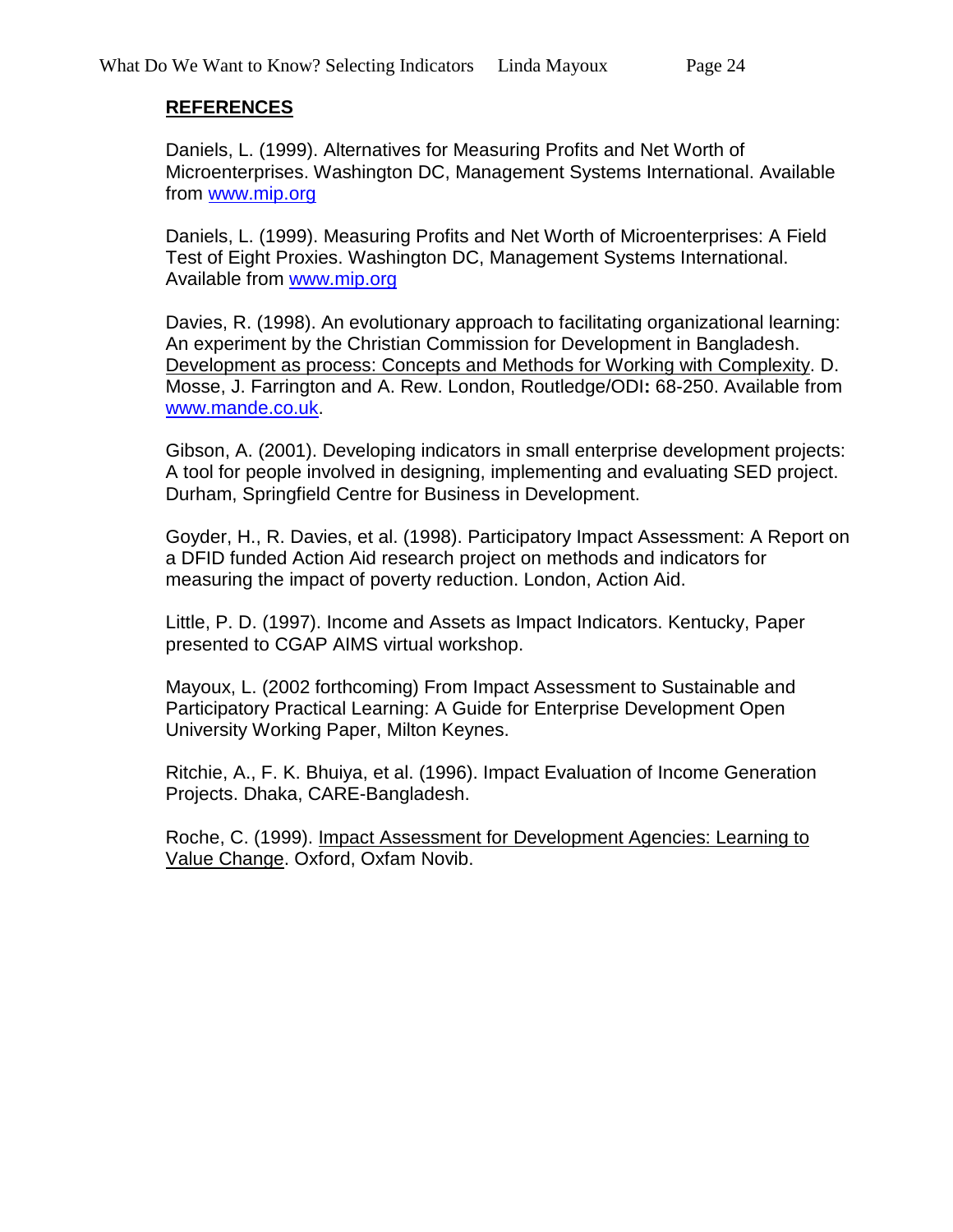## REFERENCES

Daniels, L. (1999). Alternatives for Measuring Profits and Net Worth of Microenterprises. Washington DC, Management Systems International. Available from www.mip.org

Daniels, L. (1999). Measuring Profits and Net Worth of Microenterprises: A Field Test of Eight Proxies. Washington DC, Management Systems International. Available from www.mip.org

Davies, R. (1998). An evolutionary approach to facilitating organizational learning: An experiment by the Christian Commission for Development in Bangladesh. Development as process: Concepts and Methods for Working with Complexity. D. Mosse, J. Farrington and A. Rew. London, Routledge/ODI**:** 68-250. Available from www.mande.co.uk.

Gibson, A. (2001). Developing indicators in small enterprise development projects: A tool for people involved in designing, implementing and evaluating SED project. Durham, Springfield Centre for Business in Development.

Goyder, H., R. Davies, et al. (1998). Participatory Impact Assessment: A Report on a DFID funded Action Aid research project on methods and indicators for measuring the impact of poverty reduction. London, Action Aid.

Little, P. D. (1997). Income and Assets as Impact Indicators. Kentucky, Paper presented to CGAP AIMS virtual workshop.

Mayoux, L. (2002 forthcoming) From Impact Assessment to Sustainable and Participatory Practical Learning: A Guide for Enterprise Development Open University Working Paper, Milton Keynes.

Ritchie, A., F. K. Bhuiya, et al. (1996). Impact Evaluation of Income Generation Projects. Dhaka, CARE-Bangladesh.

Roche, C. (1999). Impact Assessment for Development Agencies: Learning to Value Change. Oxford, Oxfam Novib.